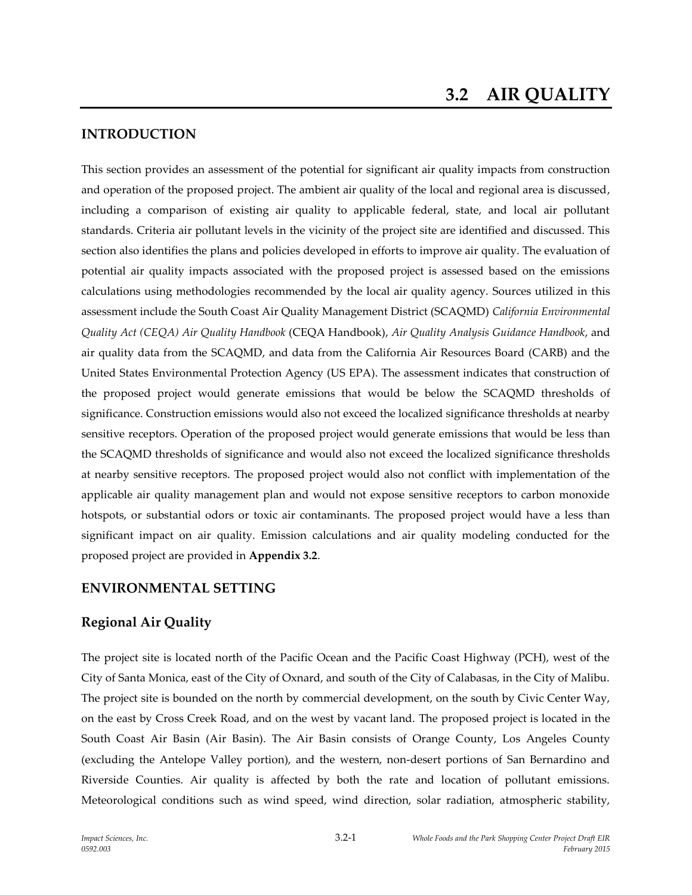# 3.2 AIR QUALITY

## INTRODUCTION

This section provides an assessment of the potential for significant air quality impacts from construction and operation of the proposed project. The ambient air quality of the local and regional area is discussed, including a comparison of existing air quality to applicable federal, state, and local air pollutant standards. Criteria air pollutant levels in the vicinity of the project site are identified and discussed. This section also identifies the plans and policies developed in efforts to improve air quality. The evaluation of potential air quality impacts associated with the proposed project is assessed based on the emissions calculations using methodologies recommended by the local air quality agency. Sources utilized in this assessment include the South Coast Air Quality Management District (SCAQMD) *California Environmental Quality Act (CEQA) Air Quality Handbook* (CEQA Handbook), *Air Quality Analysis Guidance Handbook*, and air quality data from the SCAQMD, and data from the California Air Resources Board (CARB) and the United States Environmental Protection Agency (US EPA). The assessment indicates that construction of the proposed project would generate emissions that would be below the SCAQMD thresholds of significance. Construction emissions would also not exceed the localized significance thresholds at nearby sensitive receptors. Operation of the proposed project would generate emissions that would be less than the SCAQMD thresholds of significance and would also not exceed the localized significance thresholds at nearby sensitive receptors. The proposed project would also not conflict with implementation of the applicable air quality management plan and would not expose sensitive receptors to carbon monoxide hotspots, or substantial odors or toxic air contaminants. The proposed project would have a less than significant impact on air quality. Emission calculations and air quality modeling conducted for the proposed project are provided in **Appendix 3.2**.

## ENVIRONMENTAL SETTING

### Regional Air Quality

The project site is located north of the Pacific Ocean and the Pacific Coast Highway (PCH), west of the City of Santa Monica, east of the City of Oxnard, and south of the City of Calabasas, in the City of Malibu. The project site is bounded on the north by commercial development, on the south by Civic Center Way, on the east by Cross Creek Road, and on the west by vacant land. The proposed project is located in the South Coast Air Basin (Air Basin). The Air Basin consists of Orange County, Los Angeles County (excluding the Antelope Valley portion), and the western, non-desert portions of San Bernardino and Riverside Counties. Air quality is affected by both the rate and location of pollutant emissions. Meteorological conditions such as wind speed, wind direction, solar radiation, atmospheric stability,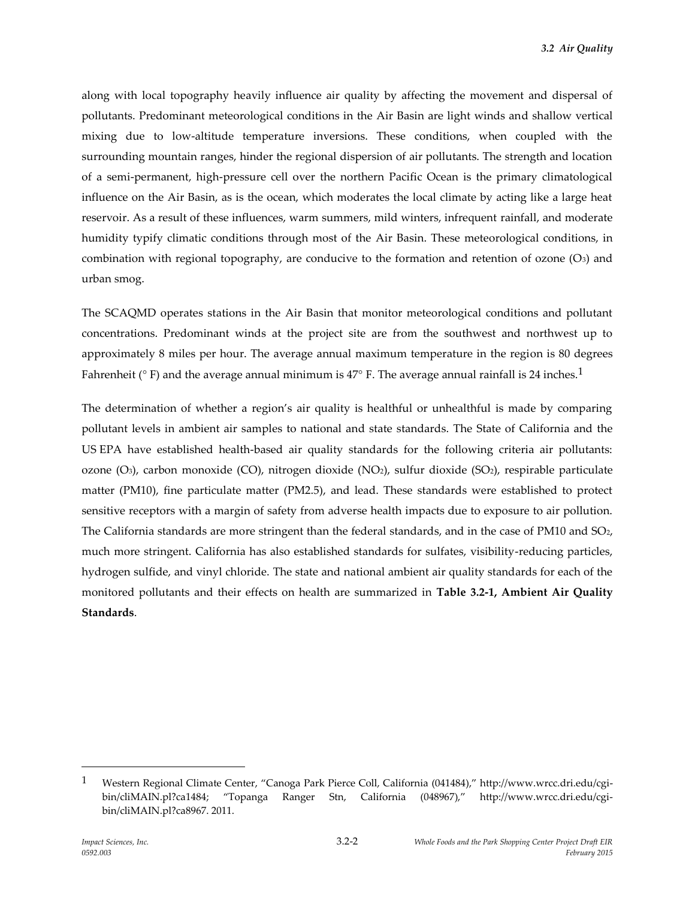along with local topography heavily influence air quality by affecting the movement and dispersal of pollutants. Predominant meteorological conditions in the Air Basin are light winds and shallow vertical mixing due to low-altitude temperature inversions. These conditions, when coupled with the surrounding mountain ranges, hinder the regional dispersion of air pollutants. The strength and location of a semi-permanent, high-pressure cell over the northern Pacific Ocean is the primary climatological influence on the Air Basin, as is the ocean, which moderates the local climate by acting like a large heat reservoir. As a result of these influences, warm summers, mild winters, infrequent rainfall, and moderate humidity typify climatic conditions through most of the Air Basin. These meteorological conditions, in combination with regional topography, are conducive to the formation and retention of ozone ($O_3$) and urban smog.

The SCAQMD operates stations in the Air Basin that monitor meteorological conditions and pollutant concentrations. Predominant winds at the project site are from the southwest and northwest up to approximately 8 miles per hour. The average annual maximum temperature in the region is 80 degrees Fahrenheit (° F) and the average annual minimum is 47° F. The average annual rainfall is 24 inches.[1]

The determination of whether a region's air quality is healthful or unhealthful is made by comparing pollutant levels in ambient air samples to national and state standards. The State of California and the US EPA have established health-based air quality standards for the following criteria air pollutants: ozone ($O_3$), carbon monoxide (CO), nitrogen dioxide ($NO_2$), sulfur dioxide ($SO_2$), respirable particulate matter (PM10), fine particulate matter (PM2.5), and lead. These standards were established to protect sensitive receptors with a margin of safety from adverse health impacts due to exposure to air pollution. The California standards are more stringent than the federal standards, and in the case of PM10 and $SO_2$, much more stringent. California has also established standards for sulfates, visibility-reducing particles, hydrogen sulfide, and vinyl chloride. The state and national ambient air quality standards for each of the monitored pollutants and their effects on health are summarized in **Table 3.2-1, Ambient Air Quality Standards**.

---

[1] Western Regional Climate Center, "Canoga Park Pierce Coll, California (041484)," http://www.wrcc.dri.edu/cgi-bin/cliMAIN.pl?ca1484; "Topanga Ranger Stn, California (048967)," http://www.wrcc.dri.edu/cgi-bin/cliMAIN.pl?ca8967. 2011.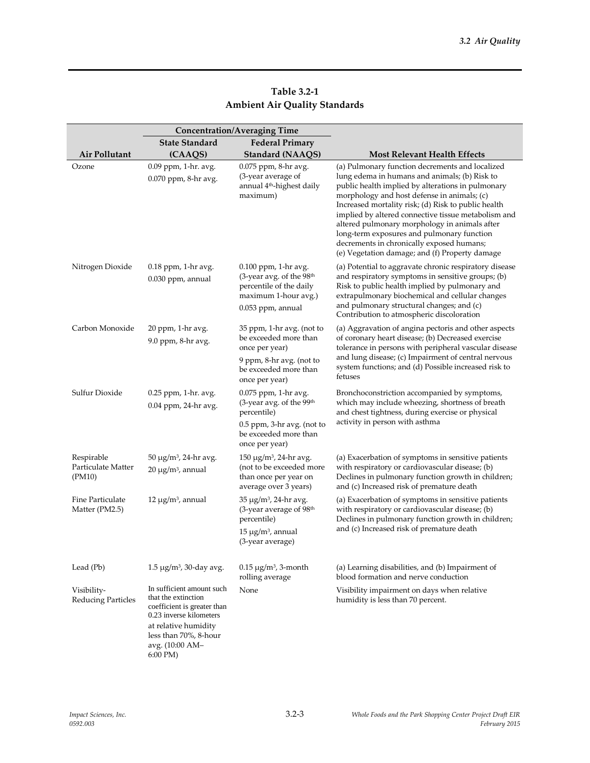**Table 3.2-1**
**Ambient Air Quality Standards**

| Air Pollutant | Concentration/Averaging Time: State Standard (CAAQS) | Concentration/Averaging Time: Federal Primary Standard (NAAQS) | Most Relevant Health Effects |
|---|---|---|---|
| Ozone | 0.09 ppm, 1-hr. avg.<br>0.070 ppm, 8-hr avg. | 0.075 ppm, 8-hr avg. (3-year average of annual 4th-highest daily maximum) | (a) Pulmonary function decrements and localized lung edema in humans and animals; (b) Risk to public health implied by alterations in pulmonary morphology and host defense in animals; (c) Increased mortality risk; (d) Risk to public health implied by altered connective tissue metabolism and altered pulmonary morphology in animals after long-term exposures and pulmonary function decrements in chronically exposed humans; (e) Vegetation damage; and (f) Property damage |
| Nitrogen Dioxide | 0.18 ppm, 1-hr avg.<br>0.030 ppm, annual | 0.100 ppm, 1-hr avg. (3-year avg. of the 98th percentile of the daily maximum 1-hour avg.)<br>0.053 ppm, annual | (a) Potential to aggravate chronic respiratory disease and respiratory symptoms in sensitive groups; (b) Risk to public health implied by pulmonary and extrapulmonary biochemical and cellular changes and pulmonary structural changes; and (c) Contribution to atmospheric discoloration |
| Carbon Monoxide | 20 ppm, 1-hr avg.<br>9.0 ppm, 8-hr avg. | 35 ppm, 1-hr avg. (not to be exceeded more than once per year)<br>9 ppm, 8-hr avg. (not to be exceeded more than once per year) | (a) Aggravation of angina pectoris and other aspects of coronary heart disease; (b) Decreased exercise tolerance in persons with peripheral vascular disease and lung disease; (c) Impairment of central nervous system functions; and (d) Possible increased risk to fetuses |
| Sulfur Dioxide | 0.25 ppm, 1-hr. avg.<br>0.04 ppm, 24-hr avg. | 0.075 ppm, 1-hr avg. (3-year avg. of the 99th percentile)<br>0.5 ppm, 3-hr avg. (not to be exceeded more than once per year) | Bronchoconstriction accompanied by symptoms, which may include wheezing, shortness of breath and chest tightness, during exercise or physical activity in person with asthma |
| Respirable Particulate Matter (PM10) | 50 μg/m³, 24-hr avg.<br>20 μg/m³, annual | 150 μg/m³, 24-hr avg. (not to be exceeded more than once per year on average over 3 years) | (a) Exacerbation of symptoms in sensitive patients with respiratory or cardiovascular disease; (b) Declines in pulmonary function growth in children; and (c) Increased risk of premature death |
| Fine Particulate Matter (PM2.5) | 12 μg/m³, annual | 35 μg/m³, 24-hr avg. (3-year average of 98th percentile)<br>15 μg/m³, annual (3-year average) | (a) Exacerbation of symptoms in sensitive patients with respiratory or cardiovascular disease; (b) Declines in pulmonary function growth in children; and (c) Increased risk of premature death |
| Lead (Pb) | 1.5 μg/m³, 30-day avg. | 0.15 μg/m³, 3-month rolling average | (a) Learning disabilities, and (b) Impairment of blood formation and nerve conduction |
| Visibility-Reducing Particles | In sufficient amount such that the extinction coefficient is greater than 0.23 inverse kilometers at relative humidity less than 70%, 8-hour avg. (10:00 AM–6:00 PM) | None | Visibility impairment on days when relative humidity is less than 70 percent. |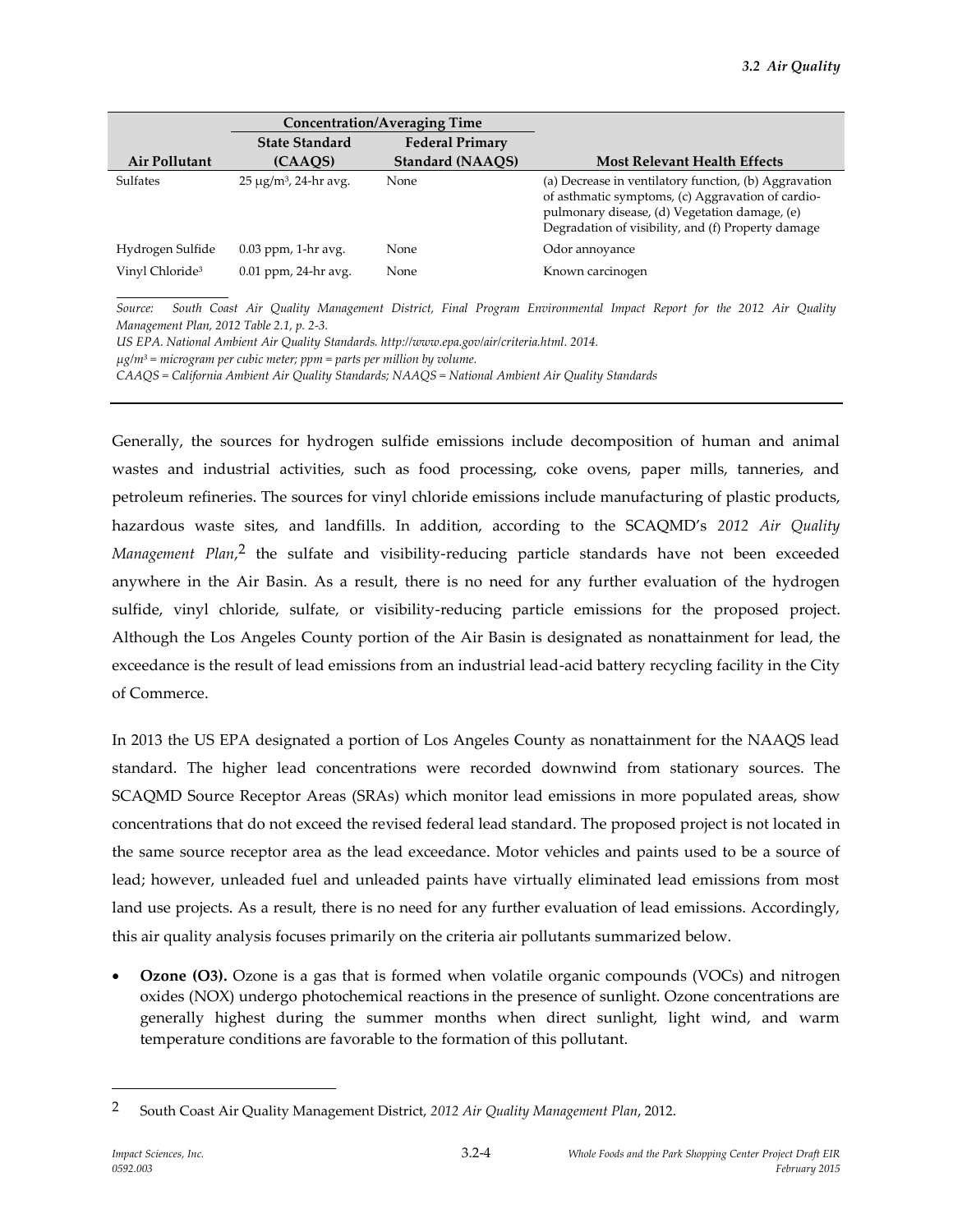| Air Pollutant | Concentration/Averaging Time | | Most Relevant Health Effects |
|---|---|---|---|
| | State Standard (CAAQS) | Federal Primary Standard (NAAQS) | |
| Sulfates | 25 μg/m$^3$, 24-hr avg. | None | (a) Decrease in ventilatory function, (b) Aggravation of asthmatic symptoms, (c) Aggravation of cardio-pulmonary disease, (d) Vegetation damage, (e) Degradation of visibility, and (f) Property damage |
| Hydrogen Sulfide | 0.03 ppm, 1-hr avg. | None | Odor annoyance |
| Vinyl Chloride[3] | 0.01 ppm, 24-hr avg. | None | Known carcinogen |

*Source: South Coast Air Quality Management District, Final Program Environmental Impact Report for the 2012 Air Quality Management Plan, 2012 Table 2.1, p. 2-3.*
*US EPA. National Ambient Air Quality Standards. http://www.epa.gov/air/criteria.html. 2014.*
*μg/m$^3$ = microgram per cubic meter; ppm = parts per million by volume.*
*CAAQS = California Ambient Air Quality Standards; NAAQS = National Ambient Air Quality Standards*

Generally, the sources for hydrogen sulfide emissions include decomposition of human and animal wastes and industrial activities, such as food processing, coke ovens, paper mills, tanneries, and petroleum refineries. The sources for vinyl chloride emissions include manufacturing of plastic products, hazardous waste sites, and landfills. In addition, according to the SCAQMD's *2012 Air Quality Management Plan*,[2] the sulfate and visibility-reducing particle standards have not been exceeded anywhere in the Air Basin. As a result, there is no need for any further evaluation of the hydrogen sulfide, vinyl chloride, sulfate, or visibility-reducing particle emissions for the proposed project. Although the Los Angeles County portion of the Air Basin is designated as nonattainment for lead, the exceedance is the result of lead emissions from an industrial lead-acid battery recycling facility in the City of Commerce.

In 2013 the US EPA designated a portion of Los Angeles County as nonattainment for the NAAQS lead standard. The higher lead concentrations were recorded downwind from stationary sources. The SCAQMD Source Receptor Areas (SRAs) which monitor lead emissions in more populated areas, show concentrations that do not exceed the revised federal lead standard. The proposed project is not located in the same source receptor area as the lead exceedance. Motor vehicles and paints used to be a source of lead; however, unleaded fuel and unleaded paints have virtually eliminated lead emissions from most land use projects. As a result, there is no need for any further evaluation of lead emissions. Accordingly, this air quality analysis focuses primarily on the criteria air pollutants summarized below.

- **Ozone (O3).** Ozone is a gas that is formed when volatile organic compounds (VOCs) and nitrogen oxides (NOX) undergo photochemical reactions in the presence of sunlight. Ozone concentrations are generally highest during the summer months when direct sunlight, light wind, and warm temperature conditions are favorable to the formation of this pollutant.

---

[2] South Coast Air Quality Management District, *2012 Air Quality Management Plan*, 2012.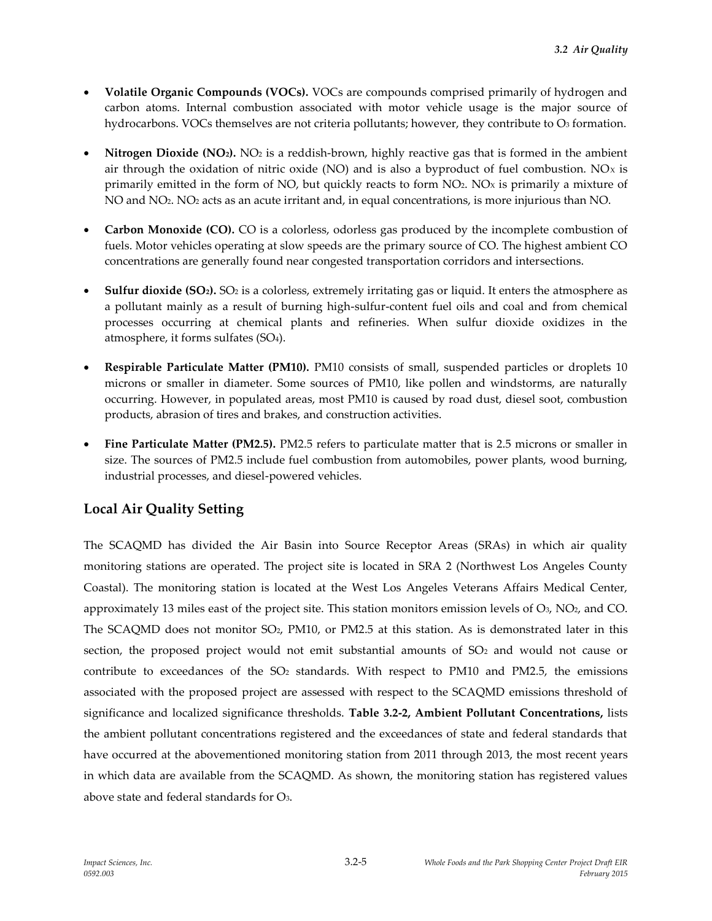- **Volatile Organic Compounds (VOCs).** VOCs are compounds comprised primarily of hydrogen and carbon atoms. Internal combustion associated with motor vehicle usage is the major source of hydrocarbons. VOCs themselves are not criteria pollutants; however, they contribute to $O_3$ formation.

- **Nitrogen Dioxide ($NO_2$).** $NO_2$ is a reddish-brown, highly reactive gas that is formed in the ambient air through the oxidation of nitric oxide (NO) and is also a byproduct of fuel combustion. $NO_X$ is primarily emitted in the form of NO, but quickly reacts to form $NO_2$. $NO_X$ is primarily a mixture of NO and $NO_2$. $NO_2$ acts as an acute irritant and, in equal concentrations, is more injurious than NO.

- **Carbon Monoxide (CO).** CO is a colorless, odorless gas produced by the incomplete combustion of fuels. Motor vehicles operating at slow speeds are the primary source of CO. The highest ambient CO concentrations are generally found near congested transportation corridors and intersections.

- **Sulfur dioxide ($SO_2$).** $SO_2$ is a colorless, extremely irritating gas or liquid. It enters the atmosphere as a pollutant mainly as a result of burning high-sulfur-content fuel oils and coal and from chemical processes occurring at chemical plants and refineries. When sulfur dioxide oxidizes in the atmosphere, it forms sulfates ($SO_4$).

- **Respirable Particulate Matter (PM10).** PM10 consists of small, suspended particles or droplets 10 microns or smaller in diameter. Some sources of PM10, like pollen and windstorms, are naturally occurring. However, in populated areas, most PM10 is caused by road dust, diesel soot, combustion products, abrasion of tires and brakes, and construction activities.

- **Fine Particulate Matter (PM2.5).** PM2.5 refers to particulate matter that is 2.5 microns or smaller in size. The sources of PM2.5 include fuel combustion from automobiles, power plants, wood burning, industrial processes, and diesel-powered vehicles.

## Local Air Quality Setting

The SCAQMD has divided the Air Basin into Source Receptor Areas (SRAs) in which air quality monitoring stations are operated. The project site is located in SRA 2 (Northwest Los Angeles County Coastal). The monitoring station is located at the West Los Angeles Veterans Affairs Medical Center, approximately 13 miles east of the project site. This station monitors emission levels of $O_3$, $NO_2$, and CO. The SCAQMD does not monitor $SO_2$, PM10, or PM2.5 at this station. As is demonstrated later in this section, the proposed project would not emit substantial amounts of $SO_2$ and would not cause or contribute to exceedances of the $SO_2$ standards. With respect to PM10 and PM2.5, the emissions associated with the proposed project are assessed with respect to the SCAQMD emissions threshold of significance and localized significance thresholds. **Table 3.2-2, Ambient Pollutant Concentrations,** lists the ambient pollutant concentrations registered and the exceedances of state and federal standards that have occurred at the abovementioned monitoring station from 2011 through 2013, the most recent years in which data are available from the SCAQMD. As shown, the monitoring station has registered values above state and federal standards for $O_3$.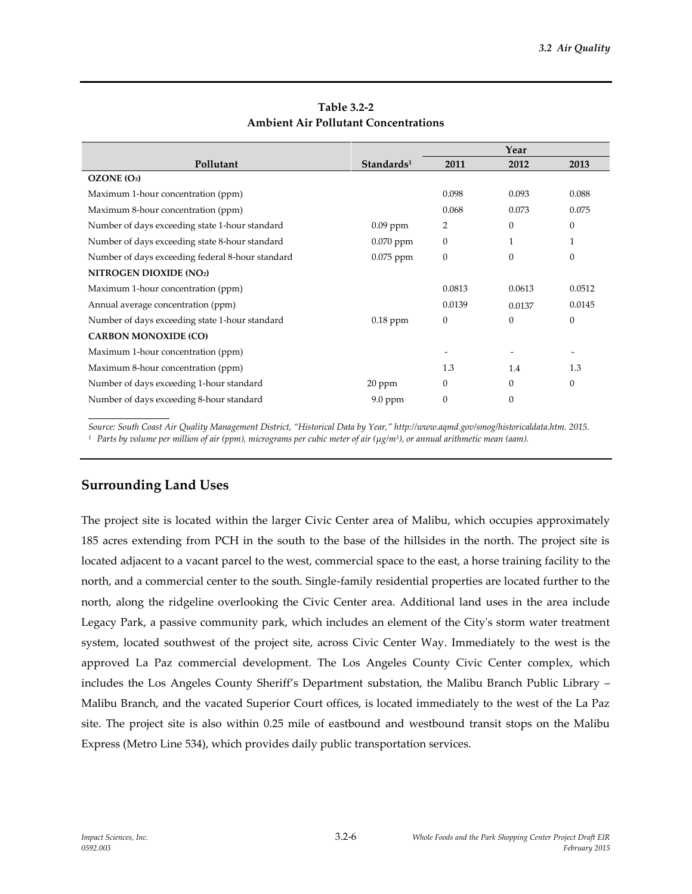**Table 3.2-2**
**Ambient Air Pollutant Concentrations**

| Pollutant | Standards[1] | Year | | |
|---|---|---|---|---|
| | | 2011 | 2012 | 2013 |
| **OZONE ($O_3$)** | | | | |
| Maximum 1-hour concentration (ppm) | | 0.098 | 0.093 | 0.088 |
| Maximum 8-hour concentration (ppm) | | 0.068 | 0.073 | 0.075 |
| Number of days exceeding state 1-hour standard | 0.09 ppm | 2 | 0 | 0 |
| Number of days exceeding state 8-hour standard | 0.070 ppm | 0 | 1 | 1 |
| Number of days exceeding federal 8-hour standard | 0.075 ppm | 0 | 0 | 0 |
| **NITROGEN DIOXIDE ($NO_2$)** | | | | |
| Maximum 1-hour concentration (ppm) | | 0.0813 | 0.0613 | 0.0512 |
| Annual average concentration (ppm) | | 0.0139 | 0.0137 | 0.0145 |
| Number of days exceeding state 1-hour standard | 0.18 ppm | 0 | 0 | 0 |
| **CARBON MONOXIDE (CO)** | | | | |
| Maximum 1-hour concentration (ppm) | | - | - | - |
| Maximum 8-hour concentration (ppm) | | 1.3 | 1.4 | 1.3 |
| Number of days exceeding 1-hour standard | 20 ppm | 0 | 0 | 0 |
| Number of days exceeding 8-hour standard | 9.0 ppm | 0 | 0 | |

*Source: South Coast Air Quality Management District, "Historical Data by Year," http://www.aqmd.gov/smog/historicaldata.htm. 2015.*
*[1] Parts by volume per million of air (ppm), micrograms per cubic meter of air (μg/m³), or annual arithmetic mean (aam).*

## Surrounding Land Uses

The project site is located within the larger Civic Center area of Malibu, which occupies approximately 185 acres extending from PCH in the south to the base of the hillsides in the north. The project site is located adjacent to a vacant parcel to the west, commercial space to the east, a horse training facility to the north, and a commercial center to the south. Single-family residential properties are located further to the north, along the ridgeline overlooking the Civic Center area. Additional land uses in the area include Legacy Park, a passive community park, which includes an element of the City's storm water treatment system, located southwest of the project site, across Civic Center Way. Immediately to the west is the approved La Paz commercial development. The Los Angeles County Civic Center complex, which includes the Los Angeles County Sheriff's Department substation, the Malibu Branch Public Library – Malibu Branch, and the vacated Superior Court offices, is located immediately to the west of the La Paz site. The project site is also within 0.25 mile of eastbound and westbound transit stops on the Malibu Express (Metro Line 534), which provides daily public transportation services.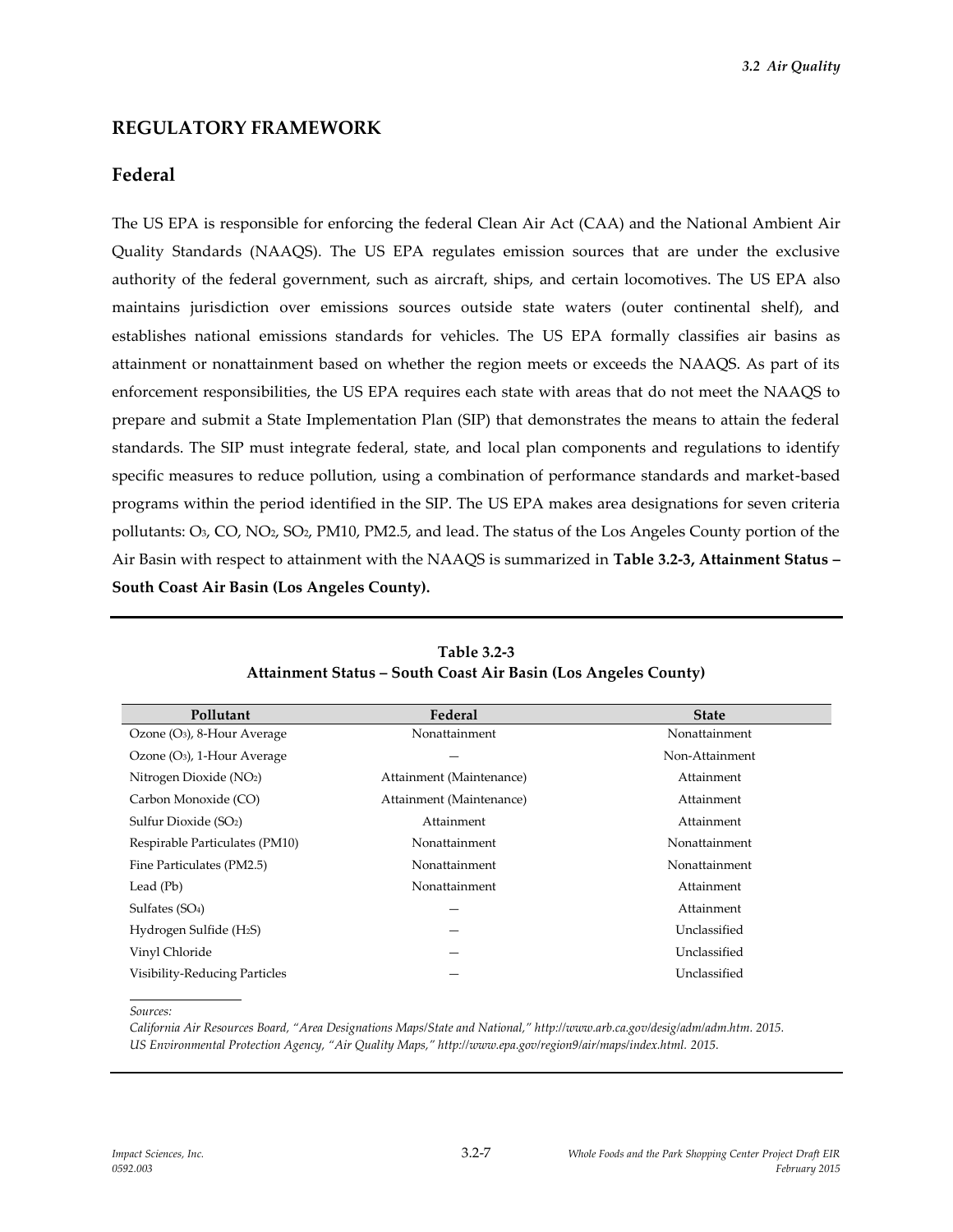## REGULATORY FRAMEWORK

### Federal

The US EPA is responsible for enforcing the federal Clean Air Act (CAA) and the National Ambient Air Quality Standards (NAAQS). The US EPA regulates emission sources that are under the exclusive authority of the federal government, such as aircraft, ships, and certain locomotives. The US EPA also maintains jurisdiction over emissions sources outside state waters (outer continental shelf), and establishes national emissions standards for vehicles. The US EPA formally classifies air basins as attainment or nonattainment based on whether the region meets or exceeds the NAAQS. As part of its enforcement responsibilities, the US EPA requires each state with areas that do not meet the NAAQS to prepare and submit a State Implementation Plan (SIP) that demonstrates the means to attain the federal standards. The SIP must integrate federal, state, and local plan components and regulations to identify specific measures to reduce pollution, using a combination of performance standards and market-based programs within the period identified in the SIP. The US EPA makes area designations for seven criteria pollutants: $O_3$, CO, $NO_2$, $SO_2$, PM10, PM2.5, and lead. The status of the Los Angeles County portion of the Air Basin with respect to attainment with the NAAQS is summarized in **Table 3.2-3, Attainment Status – South Coast Air Basin (Los Angeles County).**

**Table 3.2-3**
**Attainment Status – South Coast Air Basin (Los Angeles County)**

| Pollutant | Federal | State |
|---|---|---|
| Ozone ($O_3$), 8-Hour Average | Nonattainment | Nonattainment |
| Ozone ($O_3$), 1-Hour Average | — | Non-Attainment |
| Nitrogen Dioxide ($NO_2$) | Attainment (Maintenance) | Attainment |
| Carbon Monoxide (CO) | Attainment (Maintenance) | Attainment |
| Sulfur Dioxide ($SO_2$) | Attainment | Attainment |
| Respirable Particulates (PM10) | Nonattainment | Nonattainment |
| Fine Particulates (PM2.5) | Nonattainment | Nonattainment |
| Lead (Pb) | Nonattainment | Attainment |
| Sulfates ($SO_4$) | — | Attainment |
| Hydrogen Sulfide ($H_2S$) | — | Unclassified |
| Vinyl Chloride | — | Unclassified |
| Visibility-Reducing Particles | — | Unclassified |

*Sources:*
*California Air Resources Board, "Area Designations Maps/State and National," http://www.arb.ca.gov/desig/adm/adm.htm. 2015.*
*US Environmental Protection Agency, "Air Quality Maps," http://www.epa.gov/region9/air/maps/index.html. 2015.*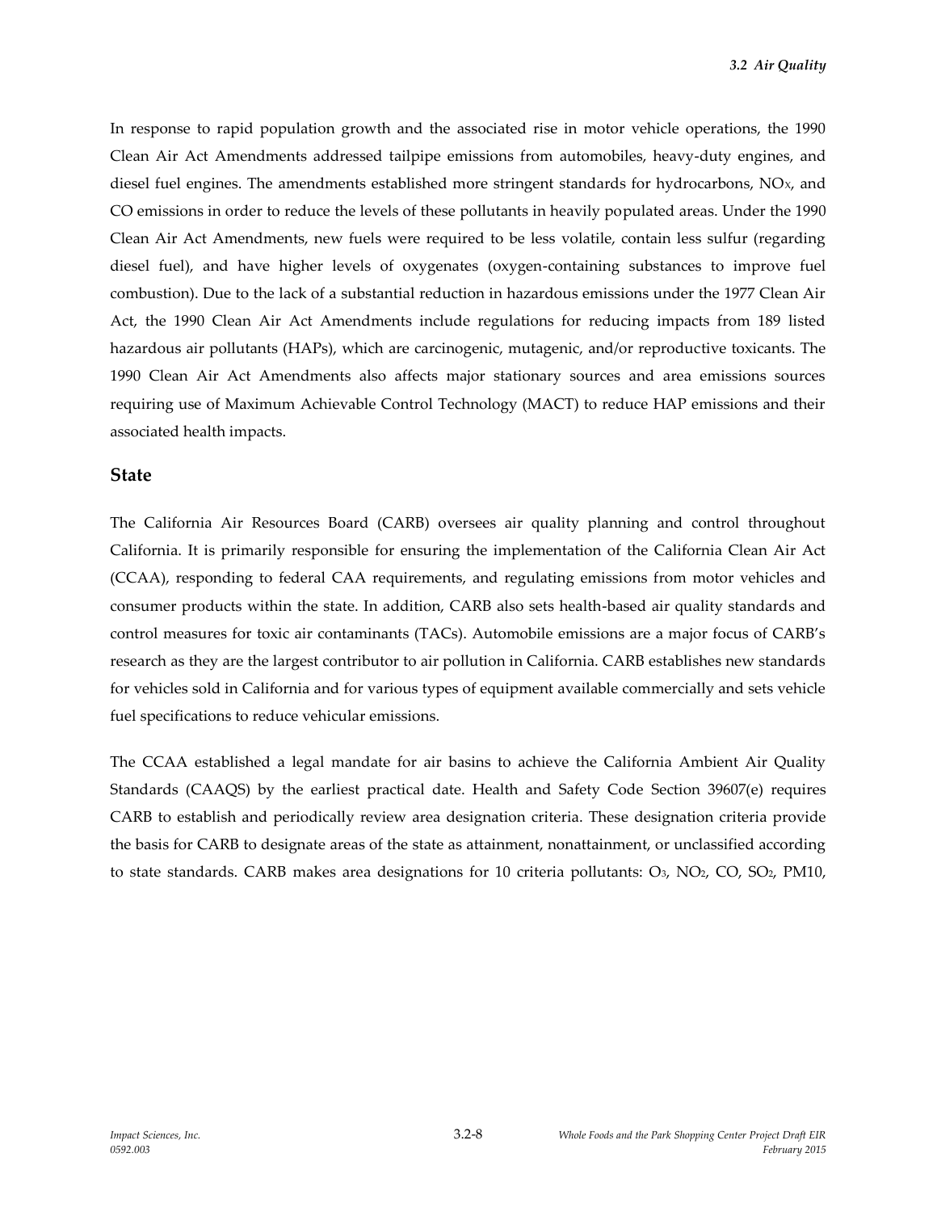In response to rapid population growth and the associated rise in motor vehicle operations, the 1990 Clean Air Act Amendments addressed tailpipe emissions from automobiles, heavy-duty engines, and diesel fuel engines. The amendments established more stringent standards for hydrocarbons, $NO_X$, and CO emissions in order to reduce the levels of these pollutants in heavily populated areas. Under the 1990 Clean Air Act Amendments, new fuels were required to be less volatile, contain less sulfur (regarding diesel fuel), and have higher levels of oxygenates (oxygen-containing substances to improve fuel combustion). Due to the lack of a substantial reduction in hazardous emissions under the 1977 Clean Air Act, the 1990 Clean Air Act Amendments include regulations for reducing impacts from 189 listed hazardous air pollutants (HAPs), which are carcinogenic, mutagenic, and/or reproductive toxicants. The 1990 Clean Air Act Amendments also affects major stationary sources and area emissions sources requiring use of Maximum Achievable Control Technology (MACT) to reduce HAP emissions and their associated health impacts.

## State

The California Air Resources Board (CARB) oversees air quality planning and control throughout California. It is primarily responsible for ensuring the implementation of the California Clean Air Act (CCAA), responding to federal CAA requirements, and regulating emissions from motor vehicles and consumer products within the state. In addition, CARB also sets health-based air quality standards and control measures for toxic air contaminants (TACs). Automobile emissions are a major focus of CARB's research as they are the largest contributor to air pollution in California. CARB establishes new standards for vehicles sold in California and for various types of equipment available commercially and sets vehicle fuel specifications to reduce vehicular emissions.

The CCAA established a legal mandate for air basins to achieve the California Ambient Air Quality Standards (CAAQS) by the earliest practical date. Health and Safety Code Section 39607(e) requires CARB to establish and periodically review area designation criteria. These designation criteria provide the basis for CARB to designate areas of the state as attainment, nonattainment, or unclassified according to state standards. CARB makes area designations for 10 criteria pollutants: $O_3$, $NO_2$, CO, $SO_2$, PM10,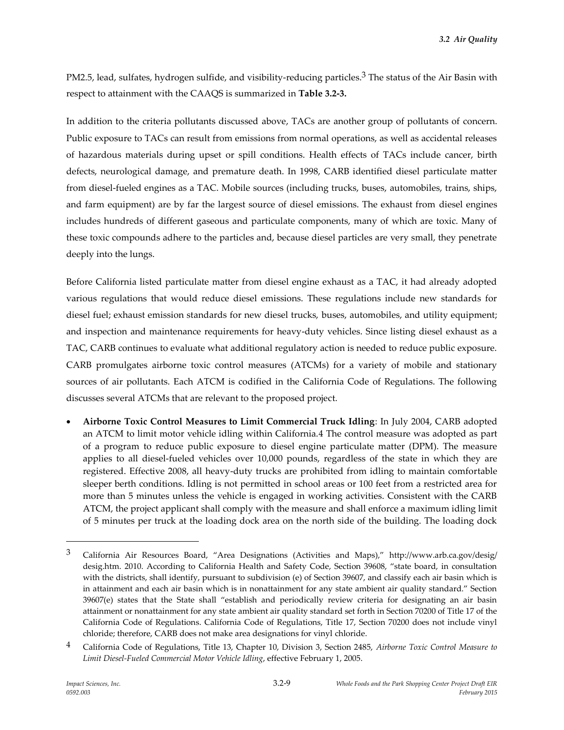PM2.5, lead, sulfates, hydrogen sulfide, and visibility-reducing particles.[3] The status of the Air Basin with respect to attainment with the CAAQS is summarized in **Table 3.2-3.**

In addition to the criteria pollutants discussed above, TACs are another group of pollutants of concern. Public exposure to TACs can result from emissions from normal operations, as well as accidental releases of hazardous materials during upset or spill conditions. Health effects of TACs include cancer, birth defects, neurological damage, and premature death. In 1998, CARB identified diesel particulate matter from diesel-fueled engines as a TAC. Mobile sources (including trucks, buses, automobiles, trains, ships, and farm equipment) are by far the largest source of diesel emissions. The exhaust from diesel engines includes hundreds of different gaseous and particulate components, many of which are toxic. Many of these toxic compounds adhere to the particles and, because diesel particles are very small, they penetrate deeply into the lungs.

Before California listed particulate matter from diesel engine exhaust as a TAC, it had already adopted various regulations that would reduce diesel emissions. These regulations include new standards for diesel fuel; exhaust emission standards for new diesel trucks, buses, automobiles, and utility equipment; and inspection and maintenance requirements for heavy-duty vehicles. Since listing diesel exhaust as a TAC, CARB continues to evaluate what additional regulatory action is needed to reduce public exposure. CARB promulgates airborne toxic control measures (ATCMs) for a variety of mobile and stationary sources of air pollutants. Each ATCM is codified in the California Code of Regulations. The following discusses several ATCMs that are relevant to the proposed project.

- **Airborne Toxic Control Measures to Limit Commercial Truck Idling**: In July 2004, CARB adopted an ATCM to limit motor vehicle idling within California.[4] The control measure was adopted as part of a program to reduce public exposure to diesel engine particulate matter (DPM). The measure applies to all diesel-fueled vehicles over 10,000 pounds, regardless of the state in which they are registered. Effective 2008, all heavy-duty trucks are prohibited from idling to maintain comfortable sleeper berth conditions. Idling is not permitted in school areas or 100 feet from a restricted area for more than 5 minutes unless the vehicle is engaged in working activities. Consistent with the CARB ATCM, the project applicant shall comply with the measure and shall enforce a maximum idling limit of 5 minutes per truck at the loading dock area on the north side of the building. The loading dock

---

[3] California Air Resources Board, "Area Designations (Activities and Maps)," http://www.arb.ca.gov/desig/desig.htm. 2010. According to California Health and Safety Code, Section 39608, "state board, in consultation with the districts, shall identify, pursuant to subdivision (e) of Section 39607, and classify each air basin which is in attainment and each air basin which is in nonattainment for any state ambient air quality standard." Section 39607(e) states that the State shall "establish and periodically review criteria for designating an air basin attainment or nonattainment for any state ambient air quality standard set forth in Section 70200 of Title 17 of the California Code of Regulations. California Code of Regulations, Title 17, Section 70200 does not include vinyl chloride; therefore, CARB does not make area designations for vinyl chloride.

[4] California Code of Regulations, Title 13, Chapter 10, Division 3, Section 2485, *Airborne Toxic Control Measure to Limit Diesel-Fueled Commercial Motor Vehicle Idling*, effective February 1, 2005.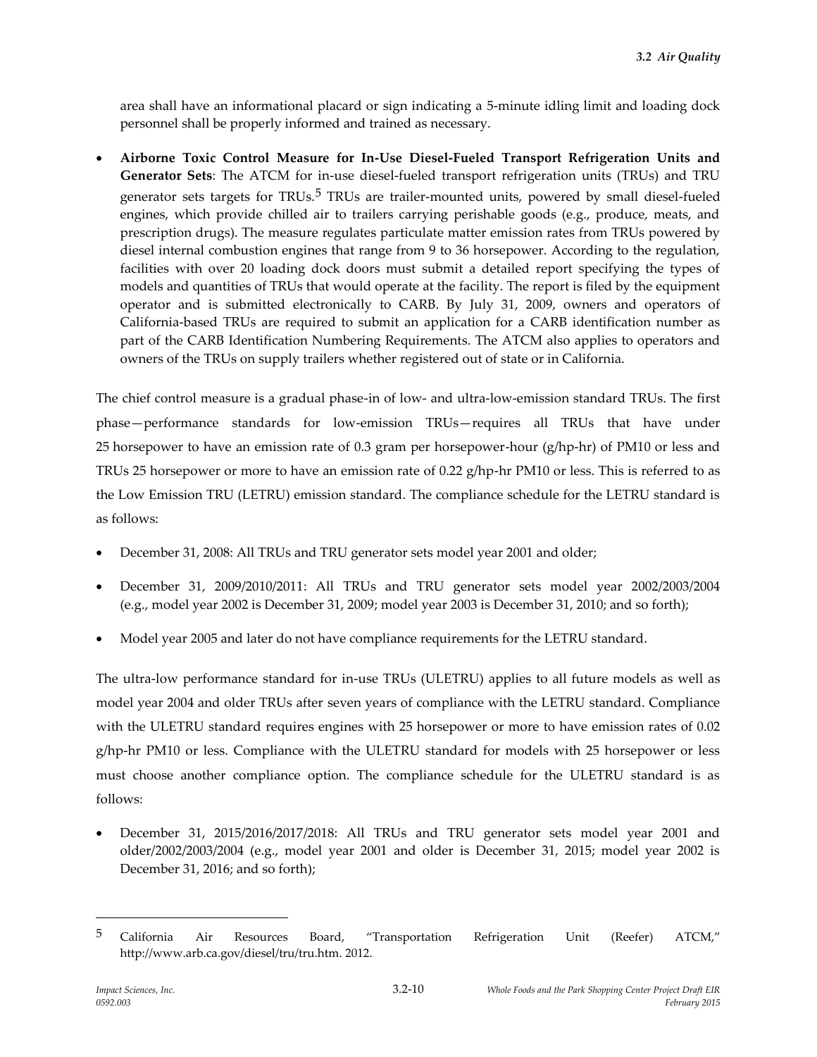area shall have an informational placard or sign indicating a 5-minute idling limit and loading dock personnel shall be properly informed and trained as necessary.

- **Airborne Toxic Control Measure for In-Use Diesel-Fueled Transport Refrigeration Units and Generator Sets**: The ATCM for in-use diesel-fueled transport refrigeration units (TRUs) and TRU generator sets targets for TRUs.[5] TRUs are trailer-mounted units, powered by small diesel-fueled engines, which provide chilled air to trailers carrying perishable goods (e.g., produce, meats, and prescription drugs). The measure regulates particulate matter emission rates from TRUs powered by diesel internal combustion engines that range from 9 to 36 horsepower. According to the regulation, facilities with over 20 loading dock doors must submit a detailed report specifying the types of models and quantities of TRUs that would operate at the facility. The report is filed by the equipment operator and is submitted electronically to CARB. By July 31, 2009, owners and operators of California-based TRUs are required to submit an application for a CARB identification number as part of the CARB Identification Numbering Requirements. The ATCM also applies to operators and owners of the TRUs on supply trailers whether registered out of state or in California.

The chief control measure is a gradual phase-in of low- and ultra-low-emission standard TRUs. The first phase—performance standards for low-emission TRUs—requires all TRUs that have under 25 horsepower to have an emission rate of 0.3 gram per horsepower-hour (g/hp-hr) of PM10 or less and TRUs 25 horsepower or more to have an emission rate of 0.22 g/hp-hr PM10 or less. This is referred to as the Low Emission TRU (LETRU) emission standard. The compliance schedule for the LETRU standard is as follows:

- December 31, 2008: All TRUs and TRU generator sets model year 2001 and older;
- December 31, 2009/2010/2011: All TRUs and TRU generator sets model year 2002/2003/2004 (e.g., model year 2002 is December 31, 2009; model year 2003 is December 31, 2010; and so forth);
- Model year 2005 and later do not have compliance requirements for the LETRU standard.

The ultra-low performance standard for in-use TRUs (ULETRU) applies to all future models as well as model year 2004 and older TRUs after seven years of compliance with the LETRU standard. Compliance with the ULETRU standard requires engines with 25 horsepower or more to have emission rates of 0.02 g/hp-hr PM10 or less. Compliance with the ULETRU standard for models with 25 horsepower or less must choose another compliance option. The compliance schedule for the ULETRU standard is as follows:

- December 31, 2015/2016/2017/2018: All TRUs and TRU generator sets model year 2001 and older/2002/2003/2004 (e.g., model year 2001 and older is December 31, 2015; model year 2002 is December 31, 2016; and so forth);

---

[5] California Air Resources Board, "Transportation Refrigeration Unit (Reefer) ATCM," http://www.arb.ca.gov/diesel/tru/tru.htm. 2012.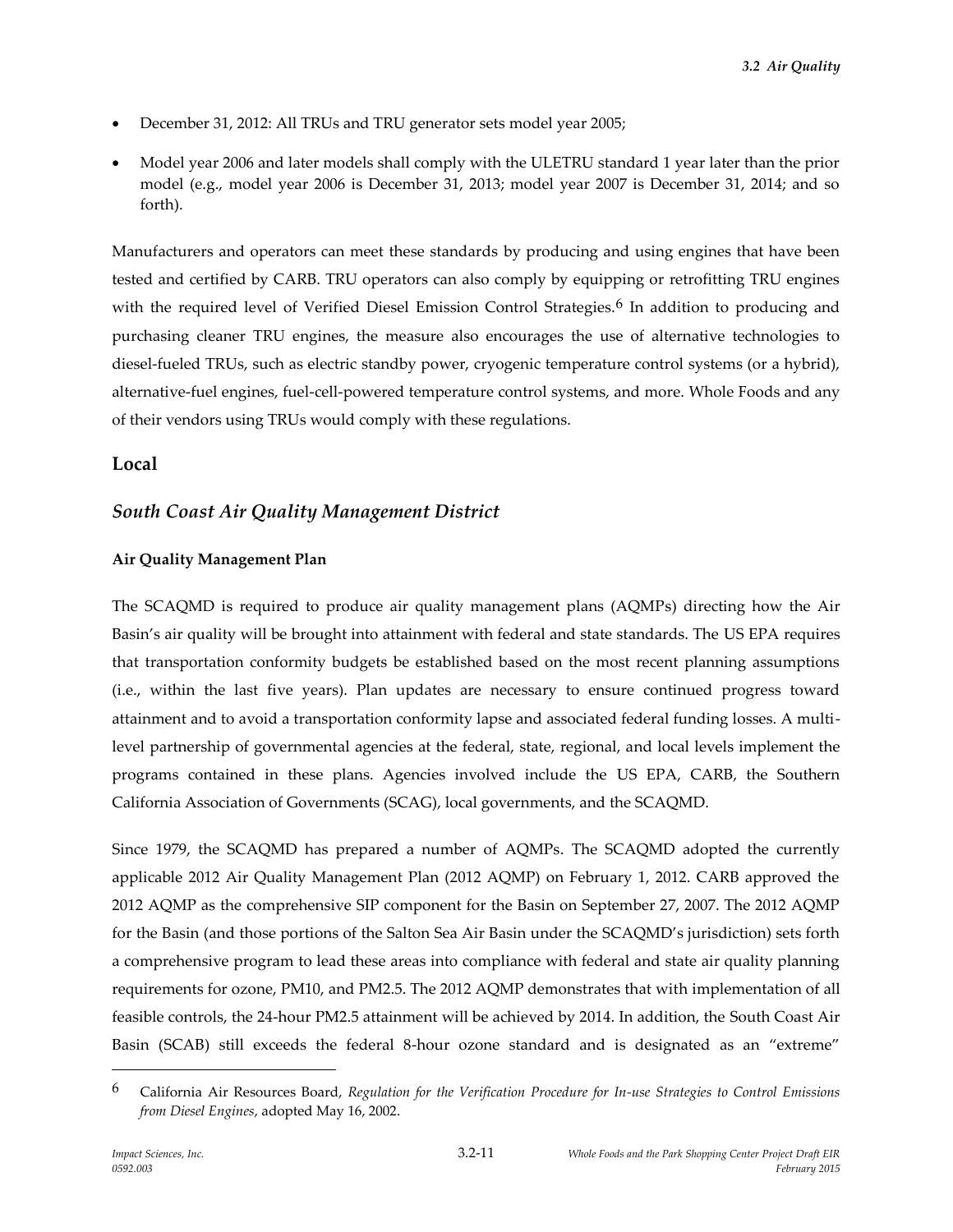- December 31, 2012: All TRUs and TRU generator sets model year 2005;
- Model year 2006 and later models shall comply with the ULETRU standard 1 year later than the prior model (e.g., model year 2006 is December 31, 2013; model year 2007 is December 31, 2014; and so forth).

Manufacturers and operators can meet these standards by producing and using engines that have been tested and certified by CARB. TRU operators can also comply by equipping or retrofitting TRU engines with the required level of Verified Diesel Emission Control Strategies.[6] In addition to producing and purchasing cleaner TRU engines, the measure also encourages the use of alternative technologies to diesel-fueled TRUs, such as electric standby power, cryogenic temperature control systems (or a hybrid), alternative-fuel engines, fuel-cell-powered temperature control systems, and more. Whole Foods and any of their vendors using TRUs would comply with these regulations.

## Local

### *South Coast Air Quality Management District*

**Air Quality Management Plan**

The SCAQMD is required to produce air quality management plans (AQMPs) directing how the Air Basin's air quality will be brought into attainment with federal and state standards. The US EPA requires that transportation conformity budgets be established based on the most recent planning assumptions (i.e., within the last five years). Plan updates are necessary to ensure continued progress toward attainment and to avoid a transportation conformity lapse and associated federal funding losses. A multi-level partnership of governmental agencies at the federal, state, regional, and local levels implement the programs contained in these plans. Agencies involved include the US EPA, CARB, the Southern California Association of Governments (SCAG), local governments, and the SCAQMD.

Since 1979, the SCAQMD has prepared a number of AQMPs. The SCAQMD adopted the currently applicable 2012 Air Quality Management Plan (2012 AQMP) on February 1, 2012. CARB approved the 2012 AQMP as the comprehensive SIP component for the Basin on September 27, 2007. The 2012 AQMP for the Basin (and those portions of the Salton Sea Air Basin under the SCAQMD's jurisdiction) sets forth a comprehensive program to lead these areas into compliance with federal and state air quality planning requirements for ozone, PM10, and PM2.5. The 2012 AQMP demonstrates that with implementation of all feasible controls, the 24-hour PM2.5 attainment will be achieved by 2014. In addition, the South Coast Air Basin (SCAB) still exceeds the federal 8-hour ozone standard and is designated as an "extreme"

---

[6] California Air Resources Board, *Regulation for the Verification Procedure for In-use Strategies to Control Emissions from Diesel Engines*, adopted May 16, 2002.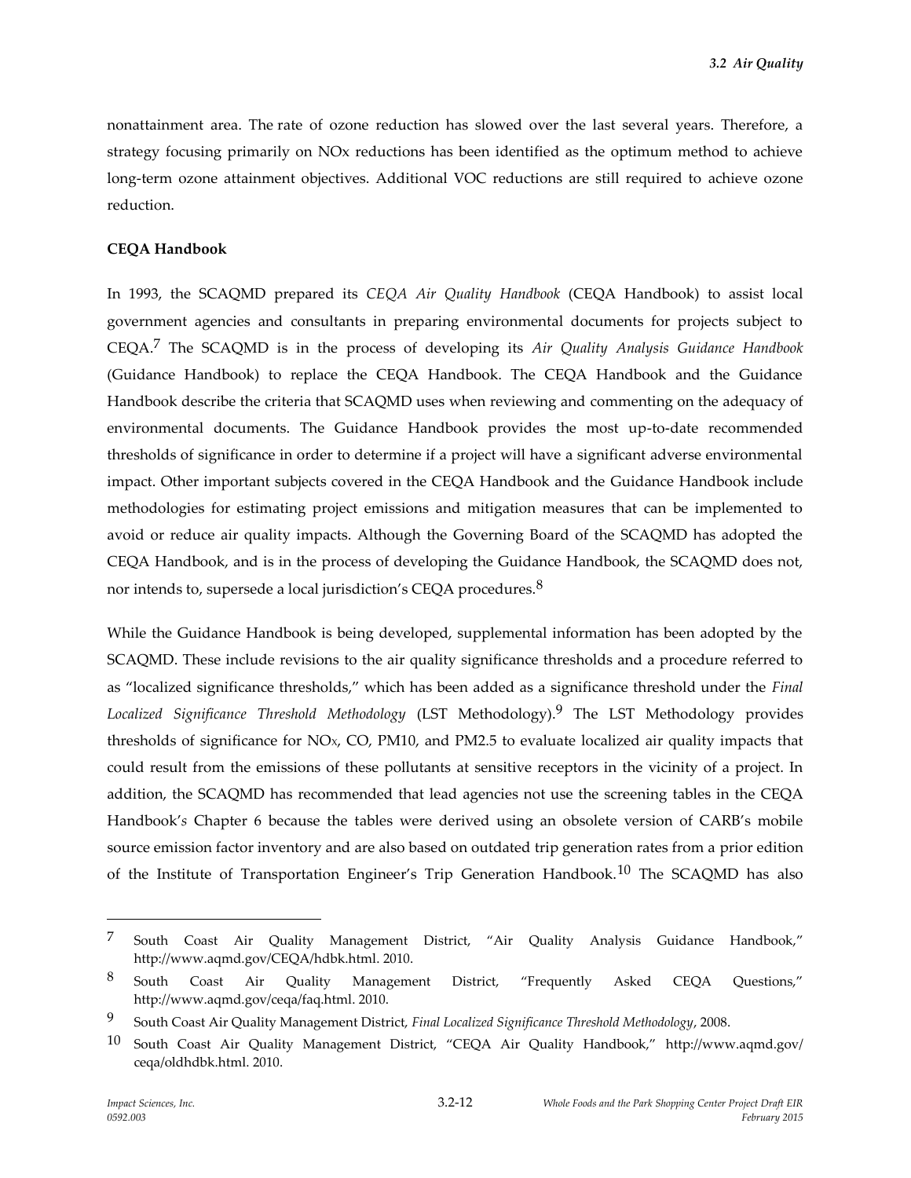nonattainment area. The rate of ozone reduction has slowed over the last several years. Therefore, a strategy focusing primarily on NOx reductions has been identified as the optimum method to achieve long-term ozone attainment objectives. Additional VOC reductions are still required to achieve ozone reduction.

**CEQA Handbook**

In 1993, the SCAQMD prepared its *CEQA Air Quality Handbook* (CEQA Handbook) to assist local government agencies and consultants in preparing environmental documents for projects subject to CEQA.[7] The SCAQMD is in the process of developing its *Air Quality Analysis Guidance Handbook* (Guidance Handbook) to replace the CEQA Handbook. The CEQA Handbook and the Guidance Handbook describe the criteria that SCAQMD uses when reviewing and commenting on the adequacy of environmental documents. The Guidance Handbook provides the most up-to-date recommended thresholds of significance in order to determine if a project will have a significant adverse environmental impact. Other important subjects covered in the CEQA Handbook and the Guidance Handbook include methodologies for estimating project emissions and mitigation measures that can be implemented to avoid or reduce air quality impacts. Although the Governing Board of the SCAQMD has adopted the CEQA Handbook, and is in the process of developing the Guidance Handbook, the SCAQMD does not, nor intends to, supersede a local jurisdiction's CEQA procedures.[8]

While the Guidance Handbook is being developed, supplemental information has been adopted by the SCAQMD. These include revisions to the air quality significance thresholds and a procedure referred to as "localized significance thresholds," which has been added as a significance threshold under the *Final Localized Significance Threshold Methodology* (LST Methodology).[9] The LST Methodology provides thresholds of significance for NOx, CO, PM10, and PM2.5 to evaluate localized air quality impacts that could result from the emissions of these pollutants at sensitive receptors in the vicinity of a project. In addition, the SCAQMD has recommended that lead agencies not use the screening tables in the CEQA Handbook's Chapter 6 because the tables were derived using an obsolete version of CARB's mobile source emission factor inventory and are also based on outdated trip generation rates from a prior edition of the Institute of Transportation Engineer's Trip Generation Handbook.[10] The SCAQMD has also

---

[7] South Coast Air Quality Management District, "Air Quality Analysis Guidance Handbook," http://www.aqmd.gov/CEQA/hdbk.html. 2010.

[8] South Coast Air Quality Management District, "Frequently Asked CEQA Questions," http://www.aqmd.gov/ceqa/faq.html. 2010.

[9] South Coast Air Quality Management District, *Final Localized Significance Threshold Methodology*, 2008.

[10] South Coast Air Quality Management District, "CEQA Air Quality Handbook," http://www.aqmd.gov/ceqa/oldhdbk.html. 2010.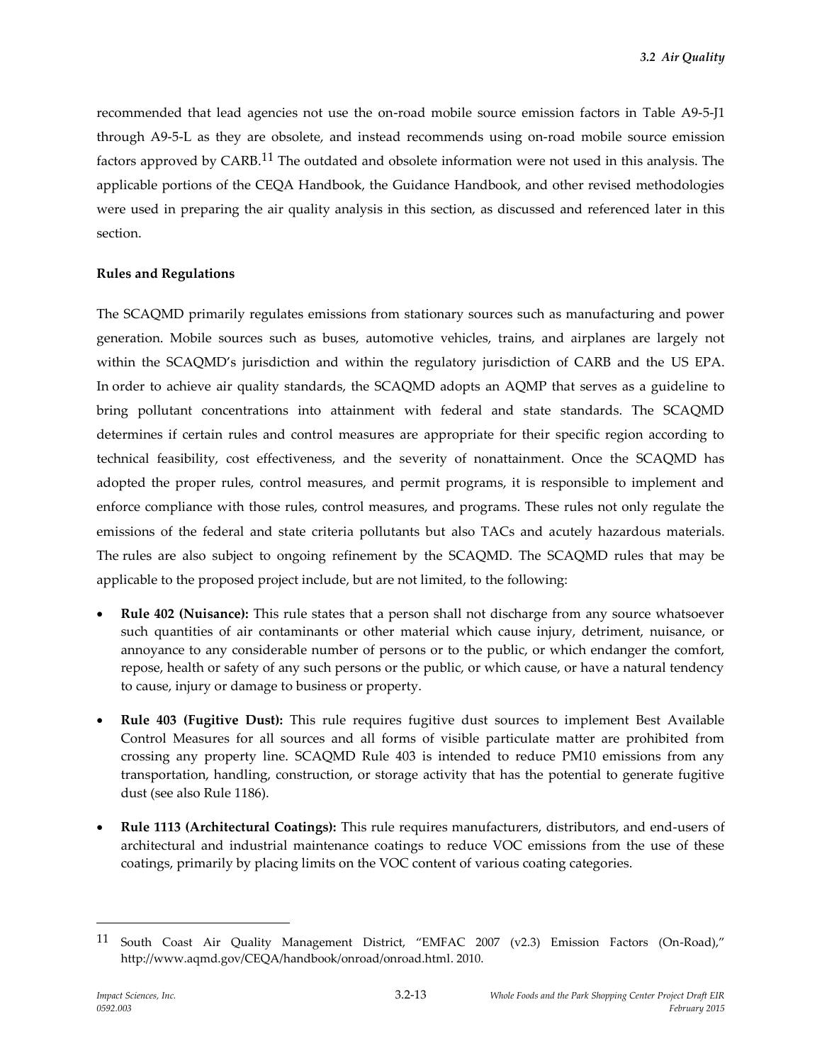recommended that lead agencies not use the on-road mobile source emission factors in Table A9-5-J1 through A9-5-L as they are obsolete, and instead recommends using on-road mobile source emission factors approved by CARB.[11] The outdated and obsolete information were not used in this analysis. The applicable portions of the CEQA Handbook, the Guidance Handbook, and other revised methodologies were used in preparing the air quality analysis in this section, as discussed and referenced later in this section.

**Rules and Regulations**

The SCAQMD primarily regulates emissions from stationary sources such as manufacturing and power generation. Mobile sources such as buses, automotive vehicles, trains, and airplanes are largely not within the SCAQMD's jurisdiction and within the regulatory jurisdiction of CARB and the US EPA. In order to achieve air quality standards, the SCAQMD adopts an AQMP that serves as a guideline to bring pollutant concentrations into attainment with federal and state standards. The SCAQMD determines if certain rules and control measures are appropriate for their specific region according to technical feasibility, cost effectiveness, and the severity of nonattainment. Once the SCAQMD has adopted the proper rules, control measures, and permit programs, it is responsible to implement and enforce compliance with those rules, control measures, and programs. These rules not only regulate the emissions of the federal and state criteria pollutants but also TACs and acutely hazardous materials. The rules are also subject to ongoing refinement by the SCAQMD. The SCAQMD rules that may be applicable to the proposed project include, but are not limited, to the following:

- **Rule 402 (Nuisance):** This rule states that a person shall not discharge from any source whatsoever such quantities of air contaminants or other material which cause injury, detriment, nuisance, or annoyance to any considerable number of persons or to the public, or which endanger the comfort, repose, health or safety of any such persons or the public, or which cause, or have a natural tendency to cause, injury or damage to business or property.
- **Rule 403 (Fugitive Dust):** This rule requires fugitive dust sources to implement Best Available Control Measures for all sources and all forms of visible particulate matter are prohibited from crossing any property line. SCAQMD Rule 403 is intended to reduce PM10 emissions from any transportation, handling, construction, or storage activity that has the potential to generate fugitive dust (see also Rule 1186).
- **Rule 1113 (Architectural Coatings):** This rule requires manufacturers, distributors, and end-users of architectural and industrial maintenance coatings to reduce VOC emissions from the use of these coatings, primarily by placing limits on the VOC content of various coating categories.

---

[11] South Coast Air Quality Management District, "EMFAC 2007 (v2.3) Emission Factors (On-Road)," http://www.aqmd.gov/CEQA/handbook/onroad/onroad.html. 2010.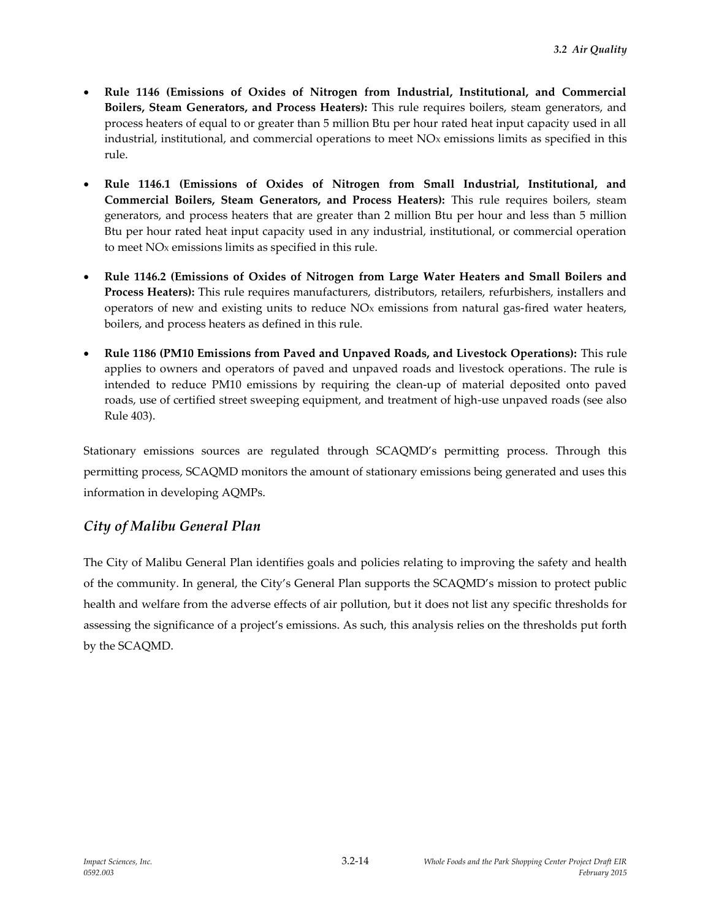- **Rule 1146 (Emissions of Oxides of Nitrogen from Industrial, Institutional, and Commercial Boilers, Steam Generators, and Process Heaters):** This rule requires boilers, steam generators, and process heaters of equal to or greater than 5 million Btu per hour rated heat input capacity used in all industrial, institutional, and commercial operations to meet $NO_X$ emissions limits as specified in this rule.

- **Rule 1146.1 (Emissions of Oxides of Nitrogen from Small Industrial, Institutional, and Commercial Boilers, Steam Generators, and Process Heaters):** This rule requires boilers, steam generators, and process heaters that are greater than 2 million Btu per hour and less than 5 million Btu per hour rated heat input capacity used in any industrial, institutional, or commercial operation to meet $NO_X$ emissions limits as specified in this rule.

- **Rule 1146.2 (Emissions of Oxides of Nitrogen from Large Water Heaters and Small Boilers and Process Heaters):** This rule requires manufacturers, distributors, retailers, refurbishers, installers and operators of new and existing units to reduce $NO_X$ emissions from natural gas-fired water heaters, boilers, and process heaters as defined in this rule.

- **Rule 1186 (PM10 Emissions from Paved and Unpaved Roads, and Livestock Operations):** This rule applies to owners and operators of paved and unpaved roads and livestock operations. The rule is intended to reduce PM10 emissions by requiring the clean-up of material deposited onto paved roads, use of certified street sweeping equipment, and treatment of high-use unpaved roads (see also Rule 403).

Stationary emissions sources are regulated through SCAQMD's permitting process. Through this permitting process, SCAQMD monitors the amount of stationary emissions being generated and uses this information in developing AQMPs.

## *City of Malibu General Plan*

The City of Malibu General Plan identifies goals and policies relating to improving the safety and health of the community. In general, the City's General Plan supports the SCAQMD's mission to protect public health and welfare from the adverse effects of air pollution, but it does not list any specific thresholds for assessing the significance of a project's emissions. As such, this analysis relies on the thresholds put forth by the SCAQMD.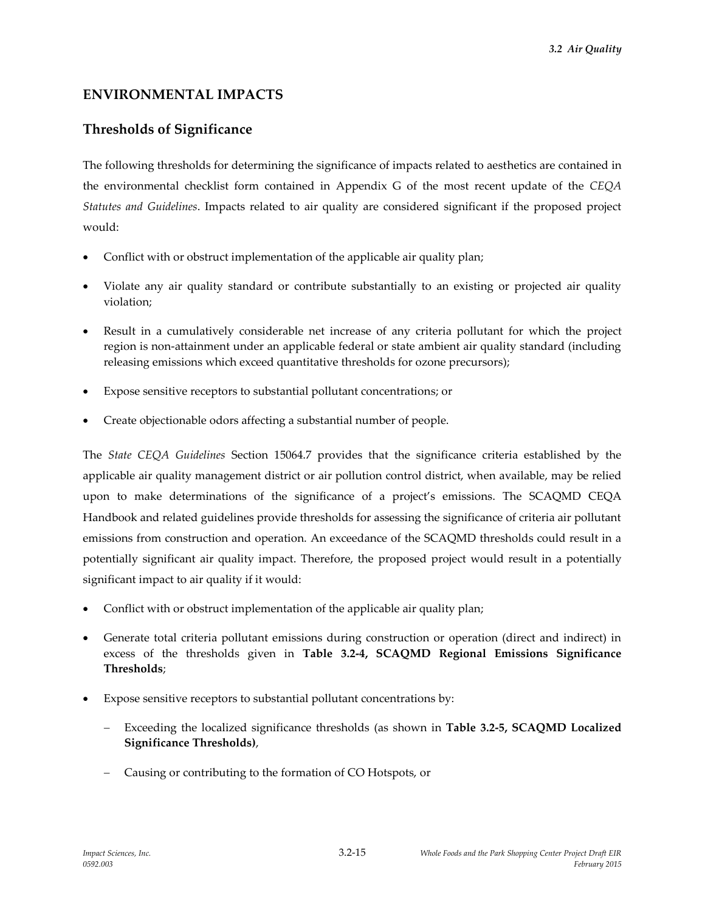## ENVIRONMENTAL IMPACTS

### Thresholds of Significance

The following thresholds for determining the significance of impacts related to aesthetics are contained in the environmental checklist form contained in Appendix G of the most recent update of the *CEQA Statutes and Guidelines*. Impacts related to air quality are considered significant if the proposed project would:

- Conflict with or obstruct implementation of the applicable air quality plan;
- Violate any air quality standard or contribute substantially to an existing or projected air quality violation;
- Result in a cumulatively considerable net increase of any criteria pollutant for which the project region is non-attainment under an applicable federal or state ambient air quality standard (including releasing emissions which exceed quantitative thresholds for ozone precursors);
- Expose sensitive receptors to substantial pollutant concentrations; or
- Create objectionable odors affecting a substantial number of people.

The *State CEQA Guidelines* Section 15064.7 provides that the significance criteria established by the applicable air quality management district or air pollution control district, when available, may be relied upon to make determinations of the significance of a project's emissions. The SCAQMD CEQA Handbook and related guidelines provide thresholds for assessing the significance of criteria air pollutant emissions from construction and operation. An exceedance of the SCAQMD thresholds could result in a potentially significant air quality impact. Therefore, the proposed project would result in a potentially significant impact to air quality if it would:

- Conflict with or obstruct implementation of the applicable air quality plan;
- Generate total criteria pollutant emissions during construction or operation (direct and indirect) in excess of the thresholds given in **Table 3.2-4, SCAQMD Regional Emissions Significance Thresholds**;
- Expose sensitive receptors to substantial pollutant concentrations by:
  - Exceeding the localized significance thresholds (as shown in **Table 3.2-5, SCAQMD Localized Significance Thresholds)**,
  - Causing or contributing to the formation of CO Hotspots, or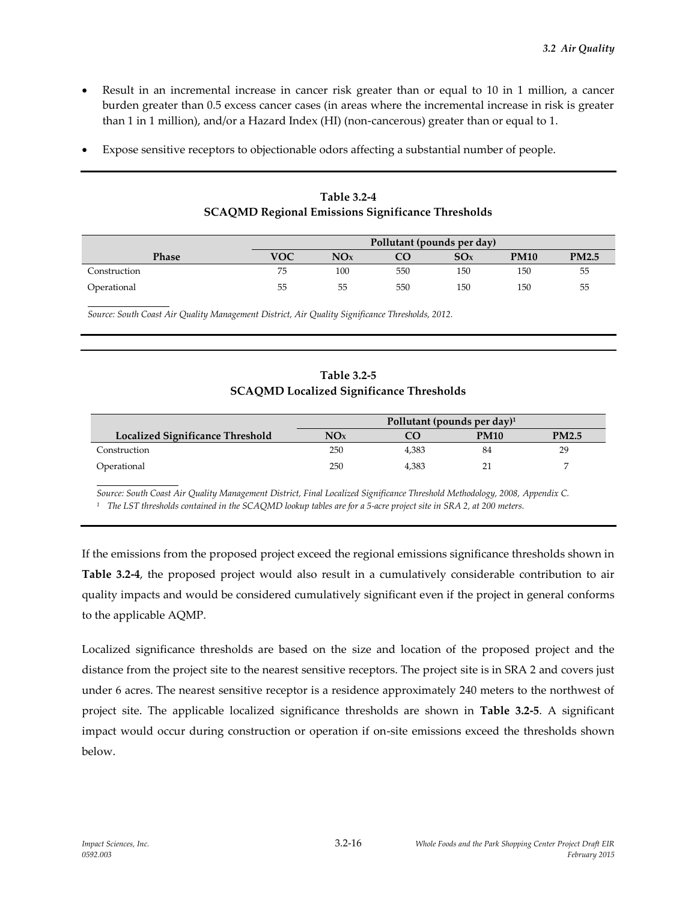- Result in an incremental increase in cancer risk greater than or equal to 10 in 1 million, a cancer burden greater than 0.5 excess cancer cases (in areas where the incremental increase in risk is greater than 1 in 1 million), and/or a Hazard Index (HI) (non-cancerous) greater than or equal to 1.
- Expose sensitive receptors to objectionable odors affecting a substantial number of people.

**Table 3.2-4**
**SCAQMD Regional Emissions Significance Thresholds**

| | Pollutant (pounds per day) | | | | | |
|---|---|---|---|---|---|---|
| **Phase** | **VOC** | **$NO_x$** | **CO** | **$SO_x$** | **PM10** | **PM2.5** |
| Construction | 75 | 100 | 550 | 150 | 150 | 55 |
| Operational | 55 | 55 | 550 | 150 | 150 | 55 |

*Source: South Coast Air Quality Management District, Air Quality Significance Thresholds, 2012.*

**Table 3.2-5**
**SCAQMD Localized Significance Thresholds**

| | Pollutant (pounds per day)[1] | | | |
|---|---|---|---|---|
| **Localized Significance Threshold** | **$NO_x$** | **CO** | **PM10** | **PM2.5** |
| Construction | 250 | 4,383 | 84 | 29 |
| Operational | 250 | 4,383 | 21 | 7 |

*Source: South Coast Air Quality Management District, Final Localized Significance Threshold Methodology, 2008, Appendix C.*

*[1] The LST thresholds contained in the SCAQMD lookup tables are for a 5-acre project site in SRA 2, at 200 meters.*

If the emissions from the proposed project exceed the regional emissions significance thresholds shown in **Table 3.2-4**, the proposed project would also result in a cumulatively considerable contribution to air quality impacts and would be considered cumulatively significant even if the project in general conforms to the applicable AQMP.

Localized significance thresholds are based on the size and location of the proposed project and the distance from the project site to the nearest sensitive receptors. The project site is in SRA 2 and covers just under 6 acres. The nearest sensitive receptor is a residence approximately 240 meters to the northwest of project site. The applicable localized significance thresholds are shown in **Table 3.2-5**. A significant impact would occur during construction or operation if on-site emissions exceed the thresholds shown below.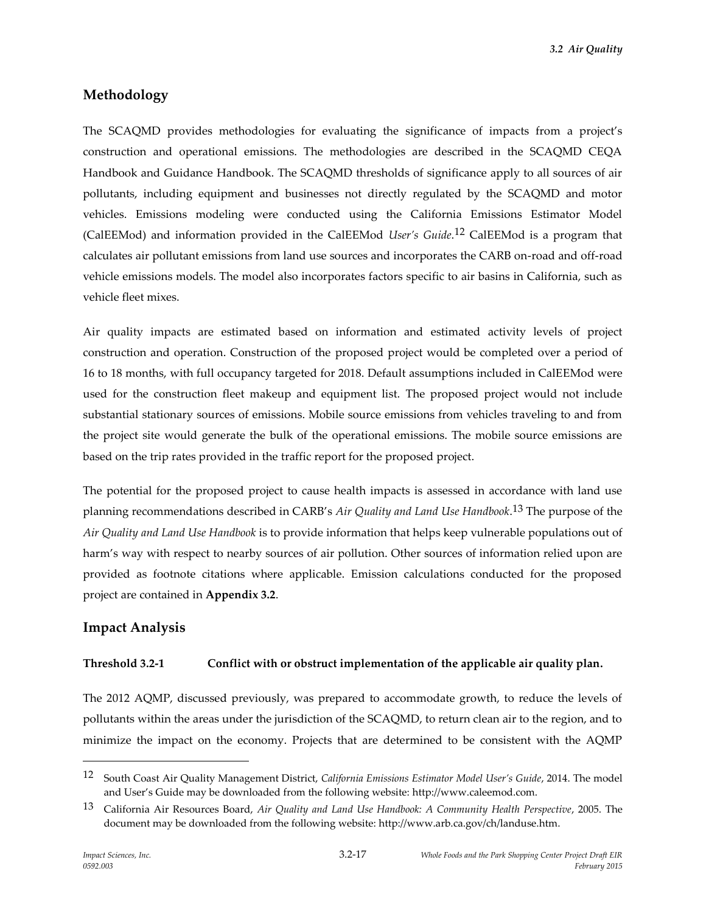## Methodology

The SCAQMD provides methodologies for evaluating the significance of impacts from a project's construction and operational emissions. The methodologies are described in the SCAQMD CEQA Handbook and Guidance Handbook. The SCAQMD thresholds of significance apply to all sources of air pollutants, including equipment and businesses not directly regulated by the SCAQMD and motor vehicles. Emissions modeling were conducted using the California Emissions Estimator Model (CalEEMod) and information provided in the CalEEMod *User's Guide*.[12] CalEEMod is a program that calculates air pollutant emissions from land use sources and incorporates the CARB on-road and off-road vehicle emissions models. The model also incorporates factors specific to air basins in California, such as vehicle fleet mixes.

Air quality impacts are estimated based on information and estimated activity levels of project construction and operation. Construction of the proposed project would be completed over a period of 16 to 18 months, with full occupancy targeted for 2018. Default assumptions included in CalEEMod were used for the construction fleet makeup and equipment list. The proposed project would not include substantial stationary sources of emissions. Mobile source emissions from vehicles traveling to and from the project site would generate the bulk of the operational emissions. The mobile source emissions are based on the trip rates provided in the traffic report for the proposed project.

The potential for the proposed project to cause health impacts is assessed in accordance with land use planning recommendations described in CARB's *Air Quality and Land Use Handbook*.[13] The purpose of the *Air Quality and Land Use Handbook* is to provide information that helps keep vulnerable populations out of harm's way with respect to nearby sources of air pollution. Other sources of information relied upon are provided as footnote citations where applicable. Emission calculations conducted for the proposed project are contained in **Appendix 3.2**.

## Impact Analysis

**Threshold 3.2-1 Conflict with or obstruct implementation of the applicable air quality plan.**

The 2012 AQMP, discussed previously, was prepared to accommodate growth, to reduce the levels of pollutants within the areas under the jurisdiction of the SCAQMD, to return clean air to the region, and to minimize the impact on the economy. Projects that are determined to be consistent with the AQMP

---

[12] South Coast Air Quality Management District, *California Emissions Estimator Model User's Guide*, 2014. The model and User's Guide may be downloaded from the following website: http://www.caleemod.com.

[13] California Air Resources Board, *Air Quality and Land Use Handbook: A Community Health Perspective*, 2005. The document may be downloaded from the following website: http://www.arb.ca.gov/ch/landuse.htm.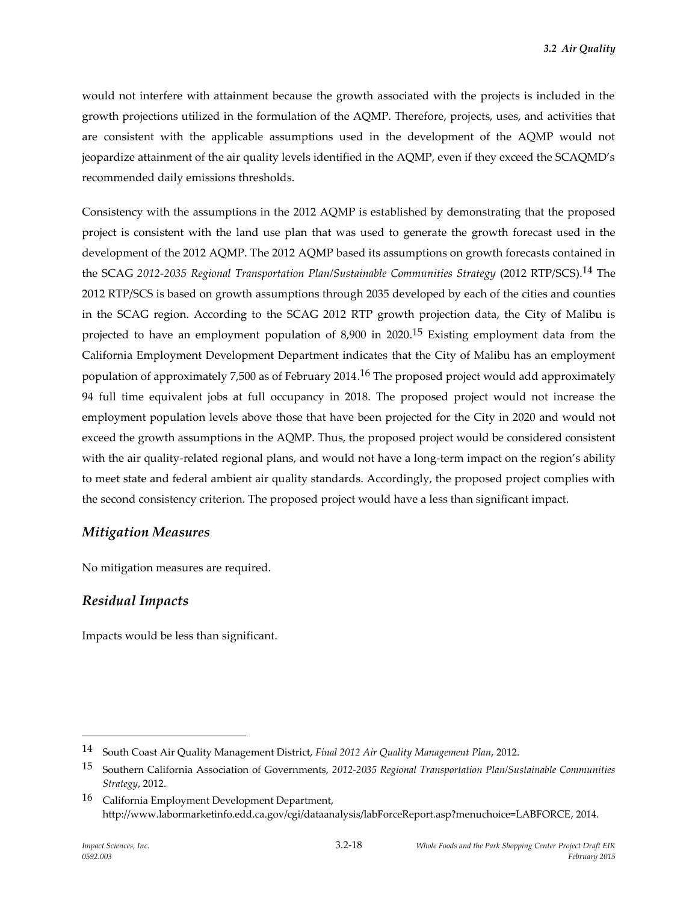would not interfere with attainment because the growth associated with the projects is included in the growth projections utilized in the formulation of the AQMP. Therefore, projects, uses, and activities that are consistent with the applicable assumptions used in the development of the AQMP would not jeopardize attainment of the air quality levels identified in the AQMP, even if they exceed the SCAQMD's recommended daily emissions thresholds.

Consistency with the assumptions in the 2012 AQMP is established by demonstrating that the proposed project is consistent with the land use plan that was used to generate the growth forecast used in the development of the 2012 AQMP. The 2012 AQMP based its assumptions on growth forecasts contained in the SCAG *2012-2035 Regional Transportation Plan/Sustainable Communities Strategy* (2012 RTP/SCS).[14] The 2012 RTP/SCS is based on growth assumptions through 2035 developed by each of the cities and counties in the SCAG region. According to the SCAG 2012 RTP growth projection data, the City of Malibu is projected to have an employment population of 8,900 in 2020.[15] Existing employment data from the California Employment Development Department indicates that the City of Malibu has an employment population of approximately 7,500 as of February 2014.[16] The proposed project would add approximately 94 full time equivalent jobs at full occupancy in 2018. The proposed project would not increase the employment population levels above those that have been projected for the City in 2020 and would not exceed the growth assumptions in the AQMP. Thus, the proposed project would be considered consistent with the air quality-related regional plans, and would not have a long-term impact on the region's ability to meet state and federal ambient air quality standards. Accordingly, the proposed project complies with the second consistency criterion. The proposed project would have a less than significant impact.

### *Mitigation Measures*

No mitigation measures are required.

### *Residual Impacts*

Impacts would be less than significant.

---

[14] South Coast Air Quality Management District, *Final 2012 Air Quality Management Plan*, 2012.

[15] Southern California Association of Governments, *2012-2035 Regional Transportation Plan/Sustainable Communities Strategy*, 2012.

[16] California Employment Development Department, http://www.labormarketinfo.edd.ca.gov/cgi/dataanalysis/labForceReport.asp?menuchoice=LABFORCE, 2014.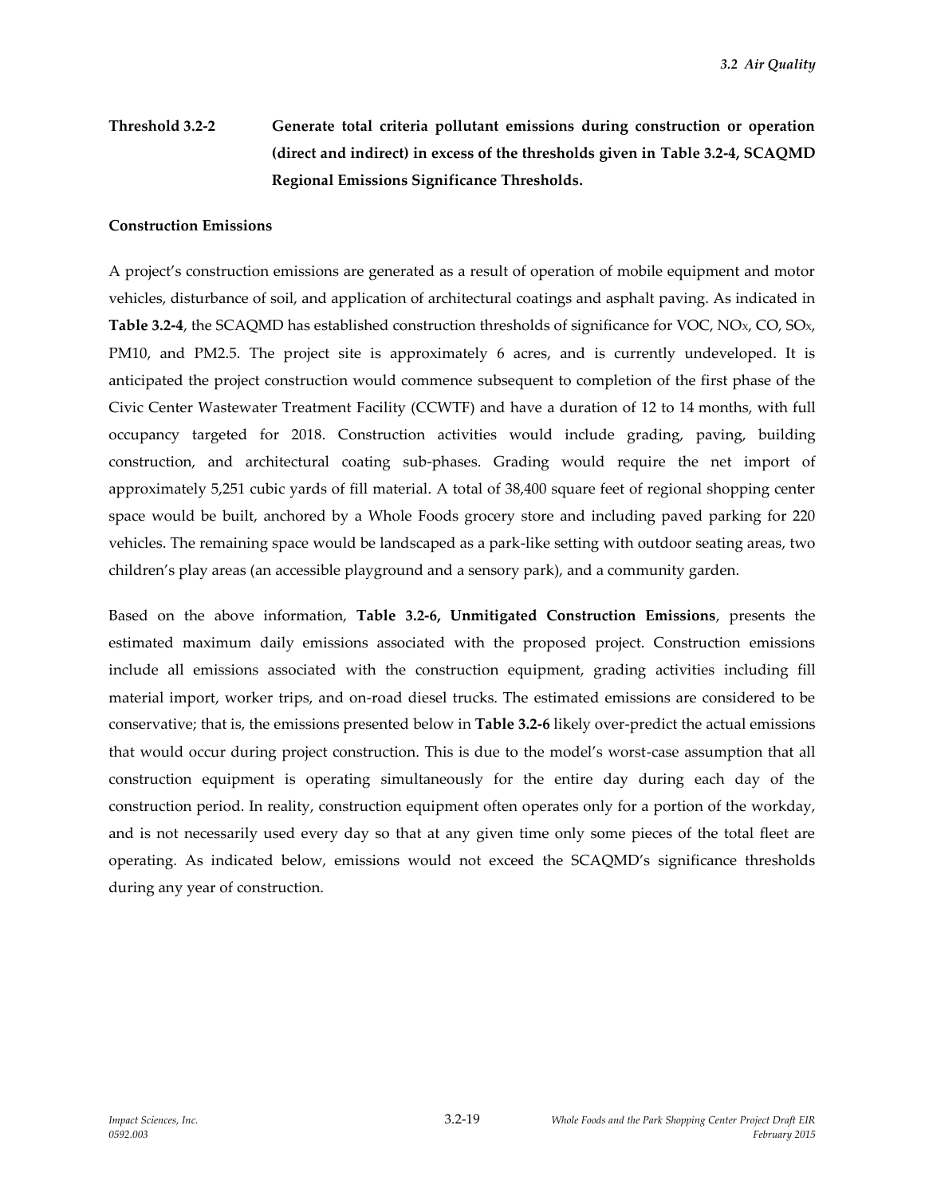**Threshold 3.2-2 Generate total criteria pollutant emissions during construction or operation (direct and indirect) in excess of the thresholds given in Table 3.2-4, SCAQMD Regional Emissions Significance Thresholds.**

**Construction Emissions**

A project's construction emissions are generated as a result of operation of mobile equipment and motor vehicles, disturbance of soil, and application of architectural coatings and asphalt paving. As indicated in **Table 3.2-4**, the SCAQMD has established construction thresholds of significance for VOC, $NO_X$, CO, $SO_X$, PM10, and PM2.5. The project site is approximately 6 acres, and is currently undeveloped. It is anticipated the project construction would commence subsequent to completion of the first phase of the Civic Center Wastewater Treatment Facility (CCWTF) and have a duration of 12 to 14 months, with full occupancy targeted for 2018. Construction activities would include grading, paving, building construction, and architectural coating sub-phases. Grading would require the net import of approximately 5,251 cubic yards of fill material. A total of 38,400 square feet of regional shopping center space would be built, anchored by a Whole Foods grocery store and including paved parking for 220 vehicles. The remaining space would be landscaped as a park-like setting with outdoor seating areas, two children's play areas (an accessible playground and a sensory park), and a community garden.

Based on the above information, **Table 3.2-6, Unmitigated Construction Emissions**, presents the estimated maximum daily emissions associated with the proposed project. Construction emissions include all emissions associated with the construction equipment, grading activities including fill material import, worker trips, and on-road diesel trucks. The estimated emissions are considered to be conservative; that is, the emissions presented below in **Table 3.2-6** likely over-predict the actual emissions that would occur during project construction. This is due to the model's worst-case assumption that all construction equipment is operating simultaneously for the entire day during each day of the construction period. In reality, construction equipment often operates only for a portion of the workday, and is not necessarily used every day so that at any given time only some pieces of the total fleet are operating. As indicated below, emissions would not exceed the SCAQMD's significance thresholds during any year of construction.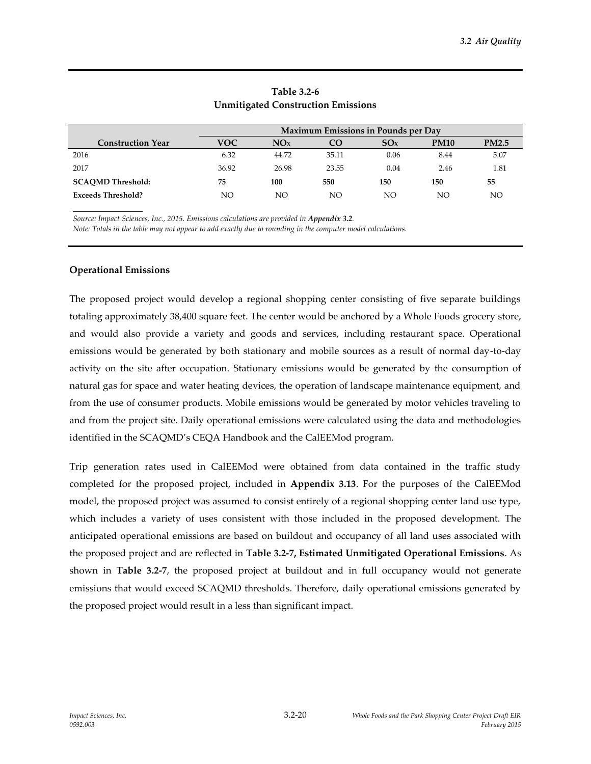**Table 3.2-6**
**Unmitigated Construction Emissions**

| | Maximum Emissions in Pounds per Day | | | | | |
|---|---|---|---|---|---|---|
| **Construction Year** | **VOC** | **$NO_X$** | **CO** | **$SO_X$** | **PM10** | **PM2.5** |
| 2016 | 6.32 | 44.72 | 35.11 | 0.06 | 8.44 | 5.07 |
| 2017 | 36.92 | 26.98 | 23.55 | 0.04 | 2.46 | 1.81 |
| **SCAQMD Threshold:** | **75** | **100** | **550** | **150** | **150** | **55** |
| **Exceeds Threshold?** | NO | NO | NO | NO | NO | NO |

*Source: Impact Sciences, Inc., 2015. Emissions calculations are provided in* ***Appendix 3.2****.*
*Note: Totals in the table may not appear to add exactly due to rounding in the computer model calculations.*

**Operational Emissions**

The proposed project would develop a regional shopping center consisting of five separate buildings totaling approximately 38,400 square feet. The center would be anchored by a Whole Foods grocery store, and would also provide a variety and goods and services, including restaurant space. Operational emissions would be generated by both stationary and mobile sources as a result of normal day-to-day activity on the site after occupation. Stationary emissions would be generated by the consumption of natural gas for space and water heating devices, the operation of landscape maintenance equipment, and from the use of consumer products. Mobile emissions would be generated by motor vehicles traveling to and from the project site. Daily operational emissions were calculated using the data and methodologies identified in the SCAQMD's CEQA Handbook and the CalEEMod program.

Trip generation rates used in CalEEMod were obtained from data contained in the traffic study completed for the proposed project, included in **Appendix 3.13**. For the purposes of the CalEEMod model, the proposed project was assumed to consist entirely of a regional shopping center land use type, which includes a variety of uses consistent with those included in the proposed development. The anticipated operational emissions are based on buildout and occupancy of all land uses associated with the proposed project and are reflected in **Table 3.2-7, Estimated Unmitigated Operational Emissions**. As shown in **Table 3.2-7**, the proposed project at buildout and in full occupancy would not generate emissions that would exceed SCAQMD thresholds. Therefore, daily operational emissions generated by the proposed project would result in a less than significant impact.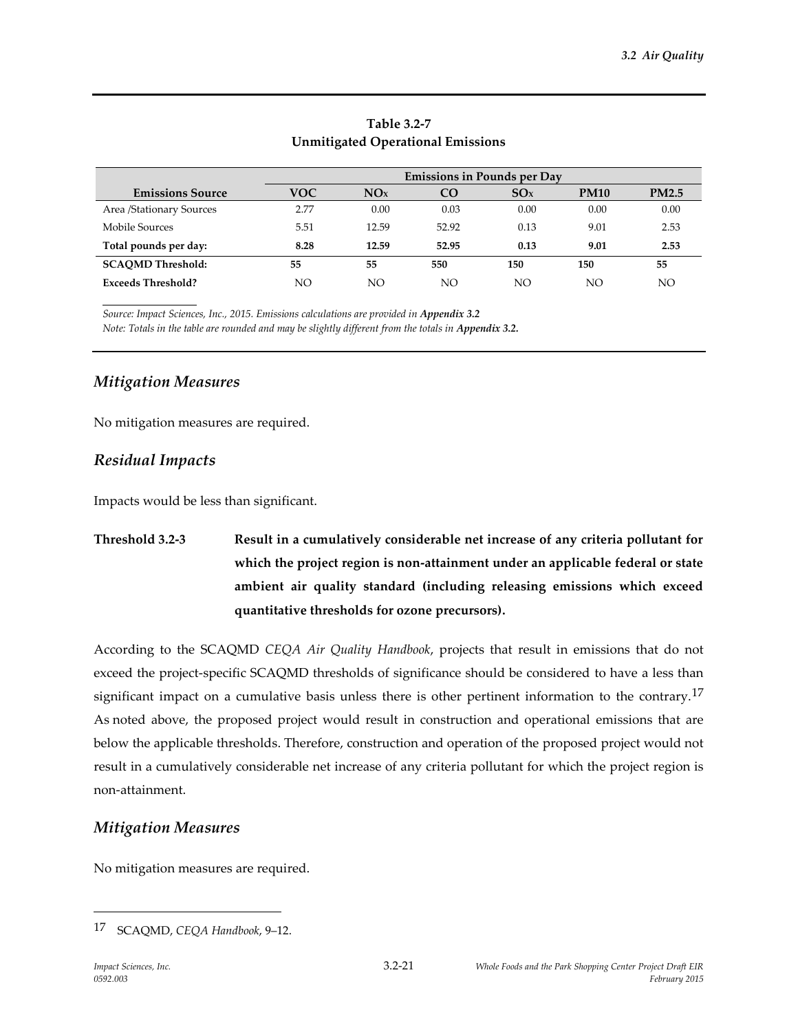**Table 3.2-7**
**Unmitigated Operational Emissions**

| | Emissions in Pounds per Day | | | | | |
|---|---|---|---|---|---|---|
| **Emissions Source** | **VOC** | **$NO_X$** | **CO** | **$SO_X$** | **PM10** | **PM2.5** |
| Area /Stationary Sources | 2.77 | 0.00 | 0.03 | 0.00 | 0.00 | 0.00 |
| Mobile Sources | 5.51 | 12.59 | 52.92 | 0.13 | 9.01 | 2.53 |
| **Total pounds per day:** | **8.28** | **12.59** | **52.95** | **0.13** | **9.01** | **2.53** |
| **SCAQMD Threshold:** | **55** | **55** | **550** | **150** | **150** | **55** |
| **Exceeds Threshold?** | NO | NO | NO | NO | NO | NO |

*Source: Impact Sciences, Inc., 2015. Emissions calculations are provided in* ***Appendix 3.2***
*Note: Totals in the table are rounded and may be slightly different from the totals in* ***Appendix 3.2.***

## *Mitigation Measures*

No mitigation measures are required.

## *Residual Impacts*

Impacts would be less than significant.

**Threshold 3.2-3 Result in a cumulatively considerable net increase of any criteria pollutant for which the project region is non-attainment under an applicable federal or state ambient air quality standard (including releasing emissions which exceed quantitative thresholds for ozone precursors).**

According to the SCAQMD *CEQA Air Quality Handbook*, projects that result in emissions that do not exceed the project-specific SCAQMD thresholds of significance should be considered to have a less than significant impact on a cumulative basis unless there is other pertinent information to the contrary.[17] As noted above, the proposed project would result in construction and operational emissions that are below the applicable thresholds. Therefore, construction and operation of the proposed project would not result in a cumulatively considerable net increase of any criteria pollutant for which the project region is non-attainment.

## *Mitigation Measures*

No mitigation measures are required.

---

17 SCAQMD, *CEQA Handbook*, 9–12.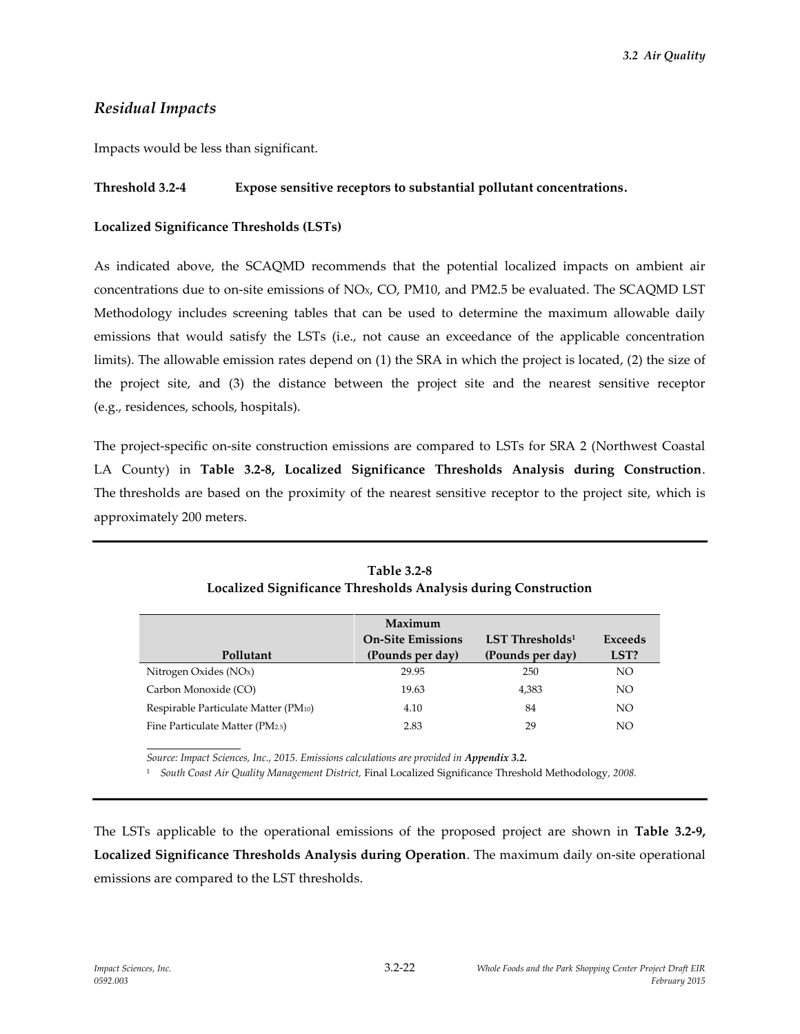## *Residual Impacts*

Impacts would be less than significant.

**Threshold 3.2-4 Expose sensitive receptors to substantial pollutant concentrations.**

**Localized Significance Thresholds (LSTs)**

As indicated above, the SCAQMD recommends that the potential localized impacts on ambient air concentrations due to on-site emissions of $NO_X$, CO, PM10, and PM2.5 be evaluated. The SCAQMD LST Methodology includes screening tables that can be used to determine the maximum allowable daily emissions that would satisfy the LSTs (i.e., not cause an exceedance of the applicable concentration limits). The allowable emission rates depend on (1) the SRA in which the project is located, (2) the size of the project site, and (3) the distance between the project site and the nearest sensitive receptor (e.g., residences, schools, hospitals).

The project-specific on-site construction emissions are compared to LSTs for SRA 2 (Northwest Coastal LA County) in **Table 3.2-8, Localized Significance Thresholds Analysis during Construction**. The thresholds are based on the proximity of the nearest sensitive receptor to the project site, which is approximately 200 meters.

**Table 3.2-8**
**Localized Significance Thresholds Analysis during Construction**

| Pollutant | Maximum On-Site Emissions (Pounds per day) | LST Thresholds[1] (Pounds per day) | Exceeds LST? |
|---|---|---|---|
| Nitrogen Oxides ($NO_X$) | 29.95 | 250 | NO |
| Carbon Monoxide (CO) | 19.63 | 4,383 | NO |
| Respirable Particulate Matter ($PM_{10}$) | 4.10 | 84 | NO |
| Fine Particulate Matter ($PM_{2.5}$) | 2.83 | 29 | NO |

*Source: Impact Sciences, Inc., 2015. Emissions calculations are provided in* ***Appendix 3.2.***

[1] *South Coast Air Quality Management District,* Final Localized Significance Threshold Methodology*, 2008.*

The LSTs applicable to the operational emissions of the proposed project are shown in **Table 3.2-9, Localized Significance Thresholds Analysis during Operation**. The maximum daily on-site operational emissions are compared to the LST thresholds.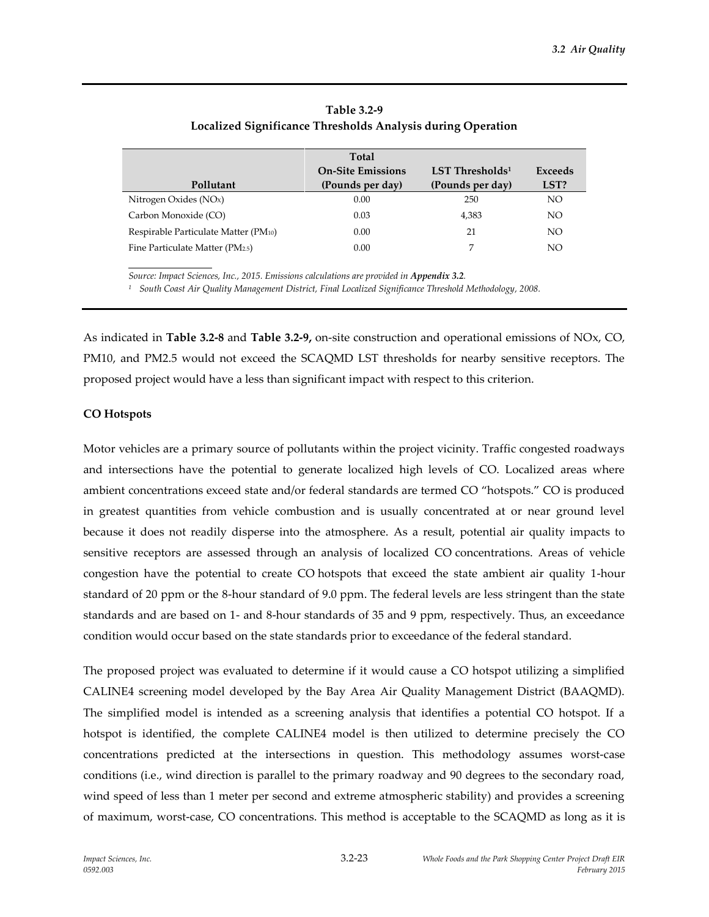**Table 3.2-9**
**Localized Significance Thresholds Analysis during Operation**

| Pollutant | Total On-Site Emissions (Pounds per day) | LST Thresholds[1] (Pounds per day) | Exceeds LST? |
|---|---|---|---|
| Nitrogen Oxides ($NO_X$) | 0.00 | 250 | NO |
| Carbon Monoxide (CO) | 0.03 | 4,383 | NO |
| Respirable Particulate Matter ($PM_{10}$) | 0.00 | 21 | NO |
| Fine Particulate Matter ($PM_{2.5}$) | 0.00 | 7 | NO |

*Source: Impact Sciences, Inc., 2015. Emissions calculations are provided in **Appendix 3.2**.*

*[1] South Coast Air Quality Management District, Final Localized Significance Threshold Methodology, 2008.*

As indicated in **Table 3.2-8** and **Table 3.2-9,** on-site construction and operational emissions of NOx, CO, PM10, and PM2.5 would not exceed the SCAQMD LST thresholds for nearby sensitive receptors. The proposed project would have a less than significant impact with respect to this criterion.

**CO Hotspots**

Motor vehicles are a primary source of pollutants within the project vicinity. Traffic congested roadways and intersections have the potential to generate localized high levels of CO. Localized areas where ambient concentrations exceed state and/or federal standards are termed CO "hotspots." CO is produced in greatest quantities from vehicle combustion and is usually concentrated at or near ground level because it does not readily disperse into the atmosphere. As a result, potential air quality impacts to sensitive receptors are assessed through an analysis of localized CO concentrations. Areas of vehicle congestion have the potential to create CO hotspots that exceed the state ambient air quality 1-hour standard of 20 ppm or the 8-hour standard of 9.0 ppm. The federal levels are less stringent than the state standards and are based on 1- and 8-hour standards of 35 and 9 ppm, respectively. Thus, an exceedance condition would occur based on the state standards prior to exceedance of the federal standard.

The proposed project was evaluated to determine if it would cause a CO hotspot utilizing a simplified CALINE4 screening model developed by the Bay Area Air Quality Management District (BAAQMD). The simplified model is intended as a screening analysis that identifies a potential CO hotspot. If a hotspot is identified, the complete CALINE4 model is then utilized to determine precisely the CO concentrations predicted at the intersections in question. This methodology assumes worst-case conditions (i.e., wind direction is parallel to the primary roadway and 90 degrees to the secondary road, wind speed of less than 1 meter per second and extreme atmospheric stability) and provides a screening of maximum, worst-case, CO concentrations. This method is acceptable to the SCAQMD as long as it is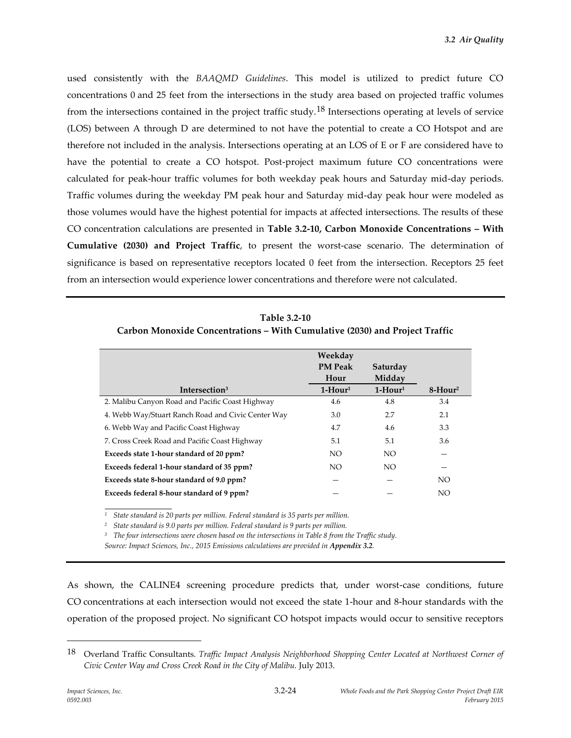used consistently with the *BAAQMD Guidelines*. This model is utilized to predict future CO concentrations 0 and 25 feet from the intersections in the study area based on projected traffic volumes from the intersections contained in the project traffic study.[18] Intersections operating at levels of service (LOS) between A through D are determined to not have the potential to create a CO Hotspot and are therefore not included in the analysis. Intersections operating at an LOS of E or F are considered have to have the potential to create a CO hotspot. Post-project maximum future CO concentrations were calculated for peak-hour traffic volumes for both weekday peak hours and Saturday mid-day periods. Traffic volumes during the weekday PM peak hour and Saturday mid-day peak hour were modeled as those volumes would have the highest potential for impacts at affected intersections. The results of these CO concentration calculations are presented in **Table 3.2-10, Carbon Monoxide Concentrations – With Cumulative (2030) and Project Traffic**, to present the worst-case scenario. The determination of significance is based on representative receptors located 0 feet from the intersection. Receptors 25 feet from an intersection would experience lower concentrations and therefore were not calculated.

**Table 3.2-10**
**Carbon Monoxide Concentrations – With Cumulative (2030) and Project Traffic**

| | Weekday PM Peak Hour | Saturday Midday | |
|---|---|---|---|
| **Intersection[3]** | **1-Hour[1]** | **1-Hour[1]** | **8-Hour[2]** |
| 2. Malibu Canyon Road and Pacific Coast Highway | 4.6 | 4.8 | 3.4 |
| 4. Webb Way/Stuart Ranch Road and Civic Center Way | 3.0 | 2.7 | 2.1 |
| 6. Webb Way and Pacific Coast Highway | 4.7 | 4.6 | 3.3 |
| 7. Cross Creek Road and Pacific Coast Highway | 5.1 | 5.1 | 3.6 |
| **Exceeds state 1-hour standard of 20 ppm?** | NO | NO | — |
| **Exceeds federal 1-hour standard of 35 ppm?** | NO | NO | — |
| **Exceeds state 8-hour standard of 9.0 ppm?** | — | — | NO |
| **Exceeds federal 8-hour standard of 9 ppm?** | — | — | NO |

[1] *State standard is 20 parts per million. Federal standard is 35 parts per million.*
[2] *State standard is 9.0 parts per million. Federal standard is 9 parts per million.*
[3] *The four intersections were chosen based on the intersections in Table 8 from the Traffic study.*
*Source: Impact Sciences, Inc., 2015 Emissions calculations are provided in* ***Appendix 3.2****.*

As shown, the CALINE4 screening procedure predicts that, under worst-case conditions, future CO concentrations at each intersection would not exceed the state 1-hour and 8-hour standards with the operation of the proposed project. No significant CO hotspot impacts would occur to sensitive receptors

[18] Overland Traffic Consultants. *Traffic Impact Analysis Neighborhood Shopping Center Located at Northwest Corner of Civic Center Way and Cross Creek Road in the City of Malibu.* July 2013.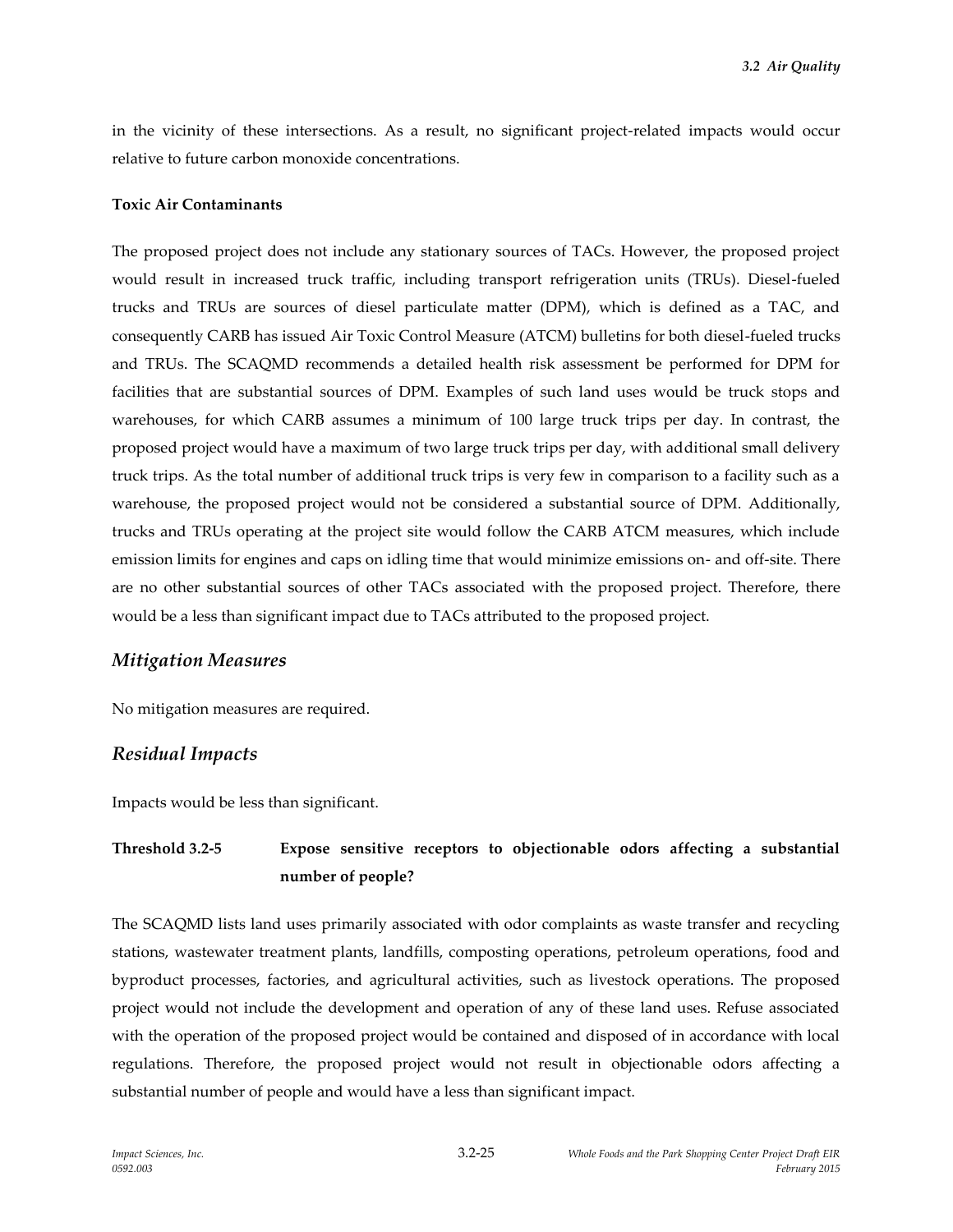in the vicinity of these intersections. As a result, no significant project-related impacts would occur relative to future carbon monoxide concentrations.

**Toxic Air Contaminants**

The proposed project does not include any stationary sources of TACs. However, the proposed project would result in increased truck traffic, including transport refrigeration units (TRUs). Diesel-fueled trucks and TRUs are sources of diesel particulate matter (DPM), which is defined as a TAC, and consequently CARB has issued Air Toxic Control Measure (ATCM) bulletins for both diesel-fueled trucks and TRUs. The SCAQMD recommends a detailed health risk assessment be performed for DPM for facilities that are substantial sources of DPM. Examples of such land uses would be truck stops and warehouses, for which CARB assumes a minimum of 100 large truck trips per day. In contrast, the proposed project would have a maximum of two large truck trips per day, with additional small delivery truck trips. As the total number of additional truck trips is very few in comparison to a facility such as a warehouse, the proposed project would not be considered a substantial source of DPM. Additionally, trucks and TRUs operating at the project site would follow the CARB ATCM measures, which include emission limits for engines and caps on idling time that would minimize emissions on- and off-site. There are no other substantial sources of other TACs associated with the proposed project. Therefore, there would be a less than significant impact due to TACs attributed to the proposed project.

## *Mitigation Measures*

No mitigation measures are required.

## *Residual Impacts*

Impacts would be less than significant.

### Threshold 3.2-5 Expose sensitive receptors to objectionable odors affecting a substantial number of people?

The SCAQMD lists land uses primarily associated with odor complaints as waste transfer and recycling stations, wastewater treatment plants, landfills, composting operations, petroleum operations, food and byproduct processes, factories, and agricultural activities, such as livestock operations. The proposed project would not include the development and operation of any of these land uses. Refuse associated with the operation of the proposed project would be contained and disposed of in accordance with local regulations. Therefore, the proposed project would not result in objectionable odors affecting a substantial number of people and would have a less than significant impact.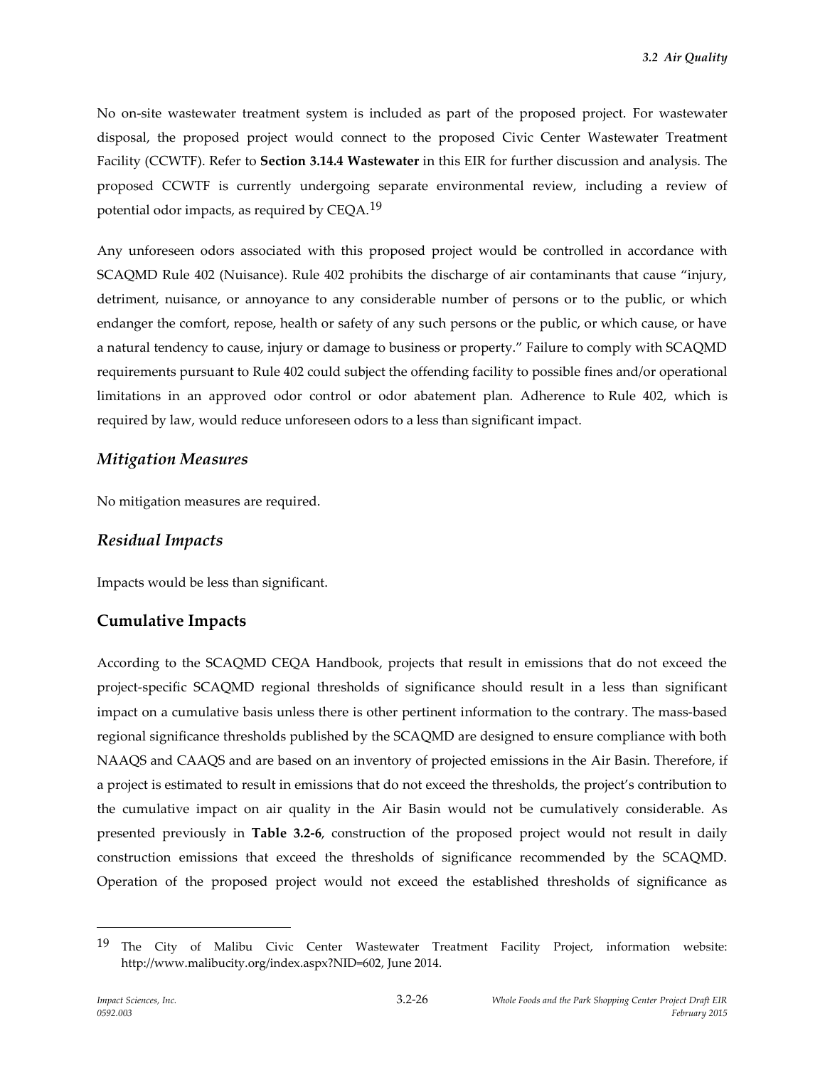No on-site wastewater treatment system is included as part of the proposed project. For wastewater disposal, the proposed project would connect to the proposed Civic Center Wastewater Treatment Facility (CCWTF). Refer to **Section 3.14.4 Wastewater** in this EIR for further discussion and analysis. The proposed CCWTF is currently undergoing separate environmental review, including a review of potential odor impacts, as required by CEQA.[19]

Any unforeseen odors associated with this proposed project would be controlled in accordance with SCAQMD Rule 402 (Nuisance). Rule 402 prohibits the discharge of air contaminants that cause "injury, detriment, nuisance, or annoyance to any considerable number of persons or to the public, or which endanger the comfort, repose, health or safety of any such persons or the public, or which cause, or have a natural tendency to cause, injury or damage to business or property." Failure to comply with SCAQMD requirements pursuant to Rule 402 could subject the offending facility to possible fines and/or operational limitations in an approved odor control or odor abatement plan. Adherence to Rule 402, which is required by law, would reduce unforeseen odors to a less than significant impact.

### *Mitigation Measures*

No mitigation measures are required.

### *Residual Impacts*

Impacts would be less than significant.

## Cumulative Impacts

According to the SCAQMD CEQA Handbook, projects that result in emissions that do not exceed the project-specific SCAQMD regional thresholds of significance should result in a less than significant impact on a cumulative basis unless there is other pertinent information to the contrary. The mass-based regional significance thresholds published by the SCAQMD are designed to ensure compliance with both NAAQS and CAAQS and are based on an inventory of projected emissions in the Air Basin. Therefore, if a project is estimated to result in emissions that do not exceed the thresholds, the project's contribution to the cumulative impact on air quality in the Air Basin would not be cumulatively considerable. As presented previously in **Table 3.2-6**, construction of the proposed project would not result in daily construction emissions that exceed the thresholds of significance recommended by the SCAQMD. Operation of the proposed project would not exceed the established thresholds of significance as

---

[19] The City of Malibu Civic Center Wastewater Treatment Facility Project, information website: http://www.malibucity.org/index.aspx?NID=602, June 2014.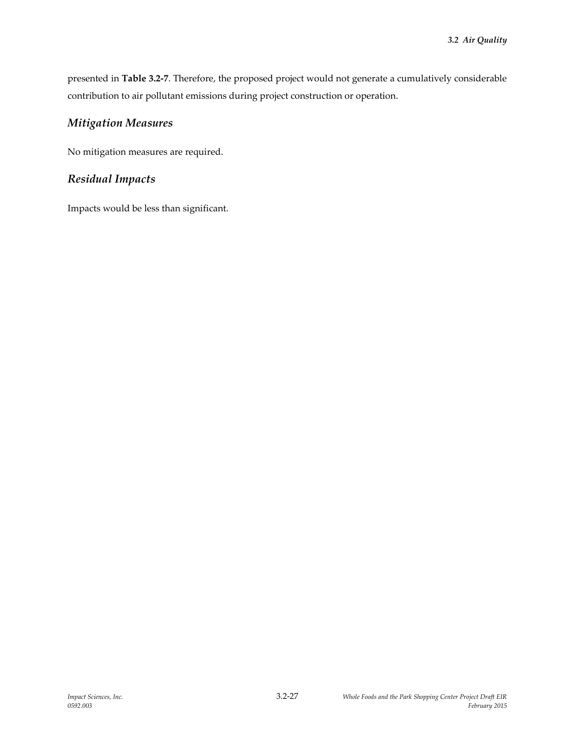presented in **Table 3.2-7**. Therefore, the proposed project would not generate a cumulatively considerable contribution to air pollutant emissions during project construction or operation.

### *Mitigation Measures*

No mitigation measures are required.

### *Residual Impacts*

Impacts would be less than significant.